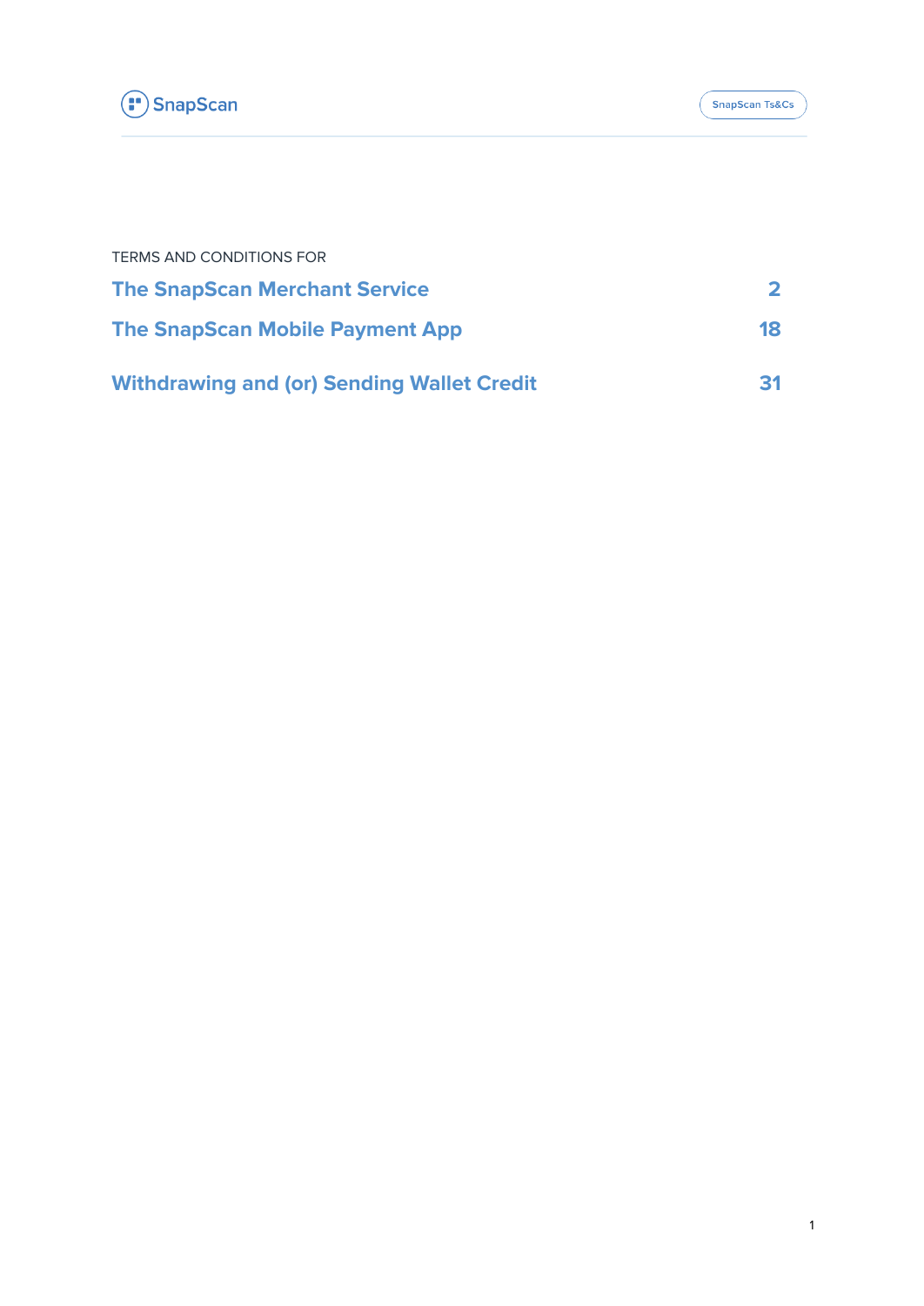TERMS AND CONDITIONS FOR

| | |
|---|---|
| **The SnapScan Merchant Service** | **2** |
| **The SnapScan Mobile Payment App** | **18** |
| **Withdrawing and (or) Sending Wallet Credit** | **31** |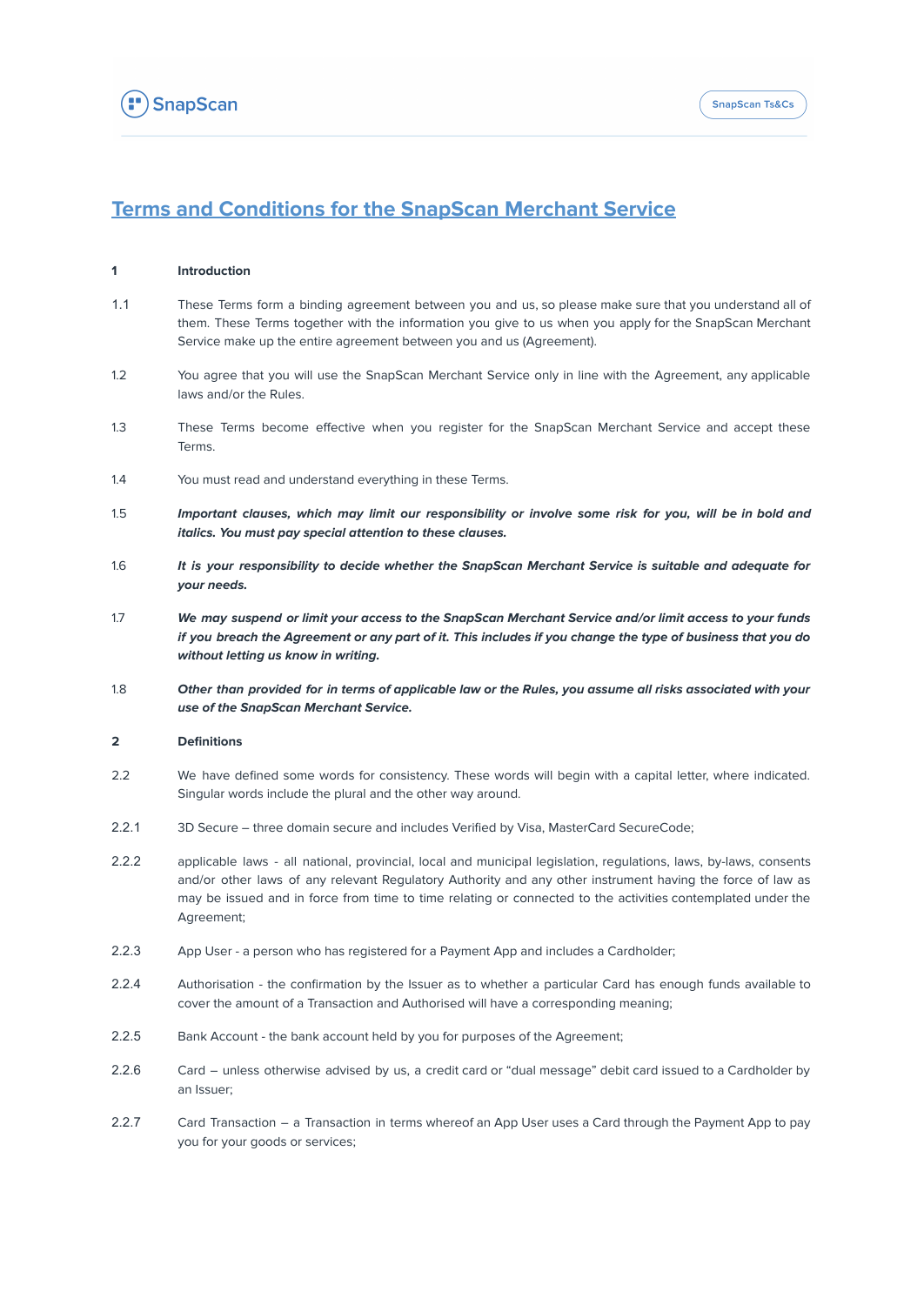# Terms and Conditions for the SnapScan Merchant Service

**1 Introduction**

1.1 These Terms form a binding agreement between you and us, so please make sure that you understand all of them. These Terms together with the information you give to us when you apply for the SnapScan Merchant Service make up the entire agreement between you and us (Agreement).

1.2 You agree that you will use the SnapScan Merchant Service only in line with the Agreement, any applicable laws and/or the Rules.

1.3 These Terms become effective when you register for the SnapScan Merchant Service and accept these Terms.

1.4 You must read and understand everything in these Terms.

1.5 ***Important clauses, which may limit our responsibility or involve some risk for you, will be in bold and italics. You must pay special attention to these clauses.***

1.6 ***It is your responsibility to decide whether the SnapScan Merchant Service is suitable and adequate for your needs.***

1.7 ***We may suspend or limit your access to the SnapScan Merchant Service and/or limit access to your funds if you breach the Agreement or any part of it. This includes if you change the type of business that you do without letting us know in writing.***

1.8 ***Other than provided for in terms of applicable law or the Rules, you assume all risks associated with your use of the SnapScan Merchant Service.***

**2 Definitions**

2.2 We have defined some words for consistency. These words will begin with a capital letter, where indicated. Singular words include the plural and the other way around.

2.2.1 3D Secure – three domain secure and includes Verified by Visa, MasterCard SecureCode;

2.2.2 applicable laws - all national, provincial, local and municipal legislation, regulations, laws, by-laws, consents and/or other laws of any relevant Regulatory Authority and any other instrument having the force of law as may be issued and in force from time to time relating or connected to the activities contemplated under the Agreement;

2.2.3 App User - a person who has registered for a Payment App and includes a Cardholder;

2.2.4 Authorisation - the confirmation by the Issuer as to whether a particular Card has enough funds available to cover the amount of a Transaction and Authorised will have a corresponding meaning;

2.2.5 Bank Account - the bank account held by you for purposes of the Agreement;

2.2.6 Card – unless otherwise advised by us, a credit card or “dual message” debit card issued to a Cardholder by an Issuer;

2.2.7 Card Transaction – a Transaction in terms whereof an App User uses a Card through the Payment App to pay you for your goods or services;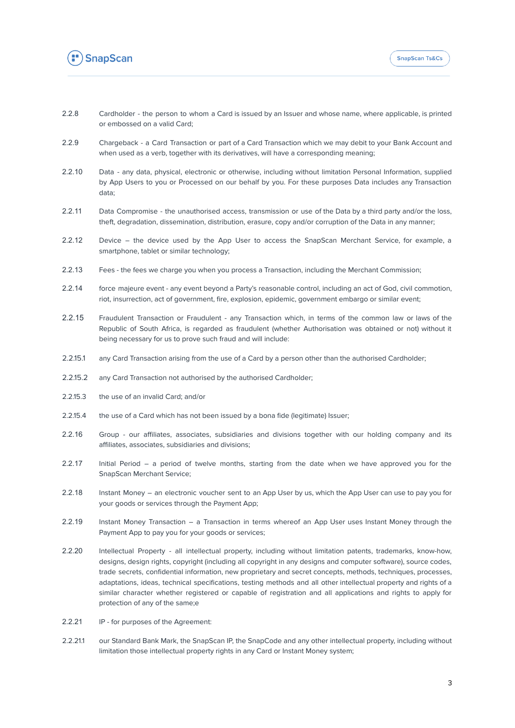2.2.8 Cardholder - the person to whom a Card is issued by an Issuer and whose name, where applicable, is printed or embossed on a valid Card;

2.2.9 Chargeback - a Card Transaction or part of a Card Transaction which we may debit to your Bank Account and when used as a verb, together with its derivatives, will have a corresponding meaning;

2.2.10 Data - any data, physical, electronic or otherwise, including without limitation Personal Information, supplied by App Users to you or Processed on our behalf by you. For these purposes Data includes any Transaction data;

2.2.11 Data Compromise - the unauthorised access, transmission or use of the Data by a third party and/or the loss, theft, degradation, dissemination, distribution, erasure, copy and/or corruption of the Data in any manner;

2.2.12 Device – the device used by the App User to access the SnapScan Merchant Service, for example, a smartphone, tablet or similar technology;

2.2.13 Fees - the fees we charge you when you process a Transaction, including the Merchant Commission;

2.2.14 force majeure event - any event beyond a Party's reasonable control, including an act of God, civil commotion, riot, insurrection, act of government, fire, explosion, epidemic, government embargo or similar event;

2.2.15 Fraudulent Transaction or Fraudulent - any Transaction which, in terms of the common law or laws of the Republic of South Africa, is regarded as fraudulent (whether Authorisation was obtained or not) without it being necessary for us to prove such fraud and will include:

2.2.15.1 any Card Transaction arising from the use of a Card by a person other than the authorised Cardholder;

2.2.15.2 any Card Transaction not authorised by the authorised Cardholder;

2.2.15.3 the use of an invalid Card; and/or

2.2.15.4 the use of a Card which has not been issued by a bona fide (legitimate) Issuer;

2.2.16 Group - our affiliates, associates, subsidiaries and divisions together with our holding company and its affiliates, associates, subsidiaries and divisions;

2.2.17 Initial Period – a period of twelve months, starting from the date when we have approved you for the SnapScan Merchant Service;

2.2.18 Instant Money – an electronic voucher sent to an App User by us, which the App User can use to pay you for your goods or services through the Payment App;

2.2.19 Instant Money Transaction – a Transaction in terms whereof an App User uses Instant Money through the Payment App to pay you for your goods or services;

2.2.20 Intellectual Property - all intellectual property, including without limitation patents, trademarks, know-how, designs, design rights, copyright (including all copyright in any designs and computer software), source codes, trade secrets, confidential information, new proprietary and secret concepts, methods, techniques, processes, adaptations, ideas, technical specifications, testing methods and all other intellectual property and rights of a similar character whether registered or capable of registration and all applications and rights to apply for protection of any of the same;e

2.2.21 IP - for purposes of the Agreement:

2.2.21.1 our Standard Bank Mark, the SnapScan IP, the SnapCode and any other intellectual property, including without limitation those intellectual property rights in any Card or Instant Money system;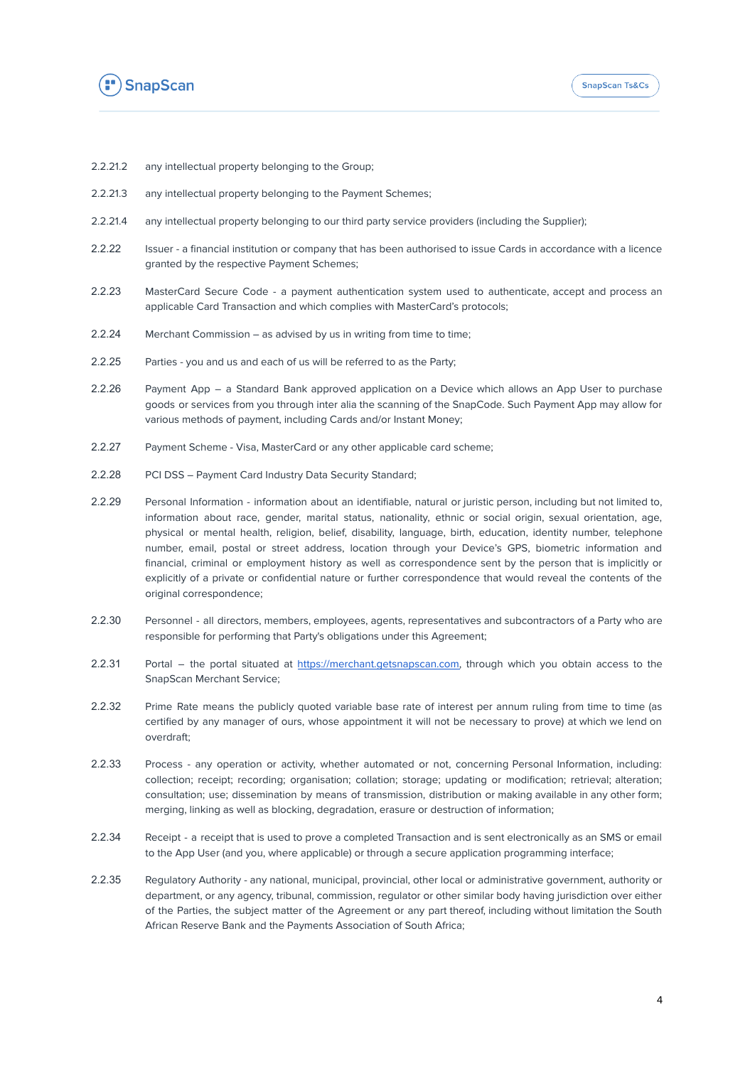2.2.21.2 any intellectual property belonging to the Group;

2.2.21.3 any intellectual property belonging to the Payment Schemes;

2.2.21.4 any intellectual property belonging to our third party service providers (including the Supplier);

2.2.22 Issuer - a financial institution or company that has been authorised to issue Cards in accordance with a licence granted by the respective Payment Schemes;

2.2.23 MasterCard Secure Code - a payment authentication system used to authenticate, accept and process an applicable Card Transaction and which complies with MasterCard's protocols;

2.2.24 Merchant Commission – as advised by us in writing from time to time;

2.2.25 Parties - you and us and each of us will be referred to as the Party;

2.2.26 Payment App – a Standard Bank approved application on a Device which allows an App User to purchase goods or services from you through inter alia the scanning of the SnapCode. Such Payment App may allow for various methods of payment, including Cards and/or Instant Money;

2.2.27 Payment Scheme - Visa, MasterCard or any other applicable card scheme;

2.2.28 PCI DSS – Payment Card Industry Data Security Standard;

2.2.29 Personal Information - information about an identifiable, natural or juristic person, including but not limited to, information about race, gender, marital status, nationality, ethnic or social origin, sexual orientation, age, physical or mental health, religion, belief, disability, language, birth, education, identity number, telephone number, email, postal or street address, location through your Device's GPS, biometric information and financial, criminal or employment history as well as correspondence sent by the person that is implicitly or explicitly of a private or confidential nature or further correspondence that would reveal the contents of the original correspondence;

2.2.30 Personnel - all directors, members, employees, agents, representatives and subcontractors of a Party who are responsible for performing that Party's obligations under this Agreement;

2.2.31 Portal – the portal situated at [https://merchant.getsnapscan.com](https://merchant.getsnapscan.com), through which you obtain access to the SnapScan Merchant Service;

2.2.32 Prime Rate means the publicly quoted variable base rate of interest per annum ruling from time to time (as certified by any manager of ours, whose appointment it will not be necessary to prove) at which we lend on overdraft;

2.2.33 Process - any operation or activity, whether automated or not, concerning Personal Information, including: collection; receipt; recording; organisation; collation; storage; updating or modification; retrieval; alteration; consultation; use; dissemination by means of transmission, distribution or making available in any other form; merging, linking as well as blocking, degradation, erasure or destruction of information;

2.2.34 Receipt - a receipt that is used to prove a completed Transaction and is sent electronically as an SMS or email to the App User (and you, where applicable) or through a secure application programming interface;

2.2.35 Regulatory Authority - any national, municipal, provincial, other local or administrative government, authority or department, or any agency, tribunal, commission, regulator or other similar body having jurisdiction over either of the Parties, the subject matter of the Agreement or any part thereof, including without limitation the South African Reserve Bank and the Payments Association of South Africa;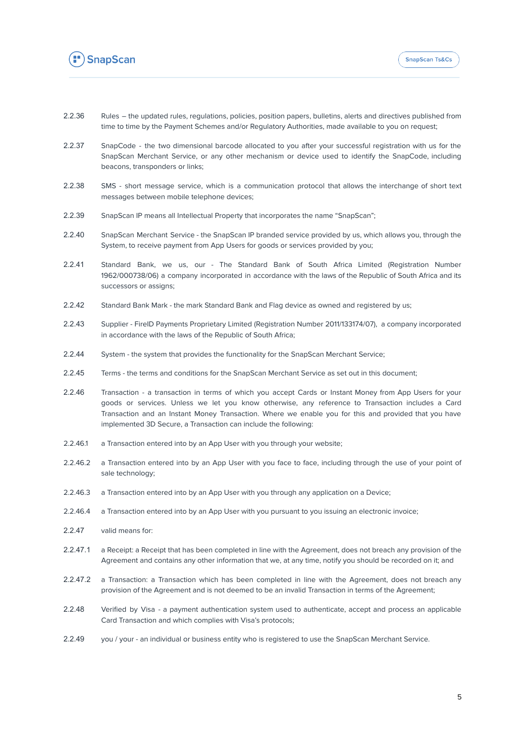2.2.36 Rules – the updated rules, regulations, policies, position papers, bulletins, alerts and directives published from time to time by the Payment Schemes and/or Regulatory Authorities, made available to you on request;

2.2.37 SnapCode - the two dimensional barcode allocated to you after your successful registration with us for the SnapScan Merchant Service, or any other mechanism or device used to identify the SnapCode, including beacons, transponders or links;

2.2.38 SMS - short message service, which is a communication protocol that allows the interchange of short text messages between mobile telephone devices;

2.2.39 SnapScan IP means all Intellectual Property that incorporates the name "SnapScan";

2.2.40 SnapScan Merchant Service - the SnapScan IP branded service provided by us, which allows you, through the System, to receive payment from App Users for goods or services provided by you;

2.2.41 Standard Bank, we us, our - The Standard Bank of South Africa Limited (Registration Number 1962/000738/06) a company incorporated in accordance with the laws of the Republic of South Africa and its successors or assigns;

2.2.42 Standard Bank Mark - the mark Standard Bank and Flag device as owned and registered by us;

2.2.43 Supplier - FireID Payments Proprietary Limited (Registration Number 2011/133174/07), a company incorporated in accordance with the laws of the Republic of South Africa;

2.2.44 System - the system that provides the functionality for the SnapScan Merchant Service;

2.2.45 Terms - the terms and conditions for the SnapScan Merchant Service as set out in this document;

2.2.46 Transaction - a transaction in terms of which you accept Cards or Instant Money from App Users for your goods or services. Unless we let you know otherwise, any reference to Transaction includes a Card Transaction and an Instant Money Transaction. Where we enable you for this and provided that you have implemented 3D Secure, a Transaction can include the following:

2.2.46.1 a Transaction entered into by an App User with you through your website;

2.2.46.2 a Transaction entered into by an App User with you face to face, including through the use of your point of sale technology;

2.2.46.3 a Transaction entered into by an App User with you through any application on a Device;

2.2.46.4 a Transaction entered into by an App User with you pursuant to you issuing an electronic invoice;

2.2.47 valid means for:

2.2.47.1 a Receipt: a Receipt that has been completed in line with the Agreement, does not breach any provision of the Agreement and contains any other information that we, at any time, notify you should be recorded on it; and

2.2.47.2 a Transaction: a Transaction which has been completed in line with the Agreement, does not breach any provision of the Agreement and is not deemed to be an invalid Transaction in terms of the Agreement;

2.2.48 Verified by Visa - a payment authentication system used to authenticate, accept and process an applicable Card Transaction and which complies with Visa's protocols;

2.2.49 you / your - an individual or business entity who is registered to use the SnapScan Merchant Service.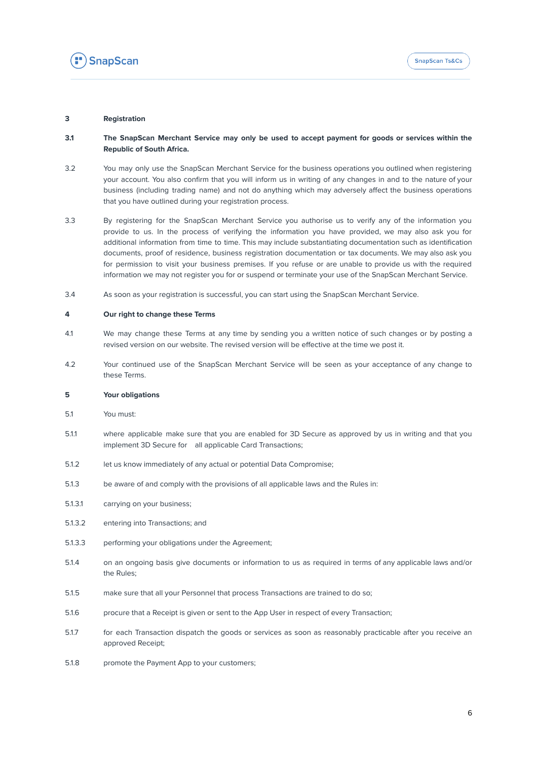**3 Registration**

**3.1 The SnapScan Merchant Service may only be used to accept payment for goods or services within the Republic of South Africa.**

3.2 You may only use the SnapScan Merchant Service for the business operations you outlined when registering your account. You also confirm that you will inform us in writing of any changes in and to the nature of your business (including trading name) and not do anything which may adversely affect the business operations that you have outlined during your registration process.

3.3 By registering for the SnapScan Merchant Service you authorise us to verify any of the information you provide to us. In the process of verifying the information you have provided, we may also ask you for additional information from time to time. This may include substantiating documentation such as identification documents, proof of residence, business registration documentation or tax documents. We may also ask you for permission to visit your business premises. If you refuse or are unable to provide us with the required information we may not register you for or suspend or terminate your use of the SnapScan Merchant Service.

3.4 As soon as your registration is successful, you can start using the SnapScan Merchant Service.

**4 Our right to change these Terms**

4.1 We may change these Terms at any time by sending you a written notice of such changes or by posting a revised version on our website. The revised version will be effective at the time we post it.

4.2 Your continued use of the SnapScan Merchant Service will be seen as your acceptance of any change to these Terms.

**5 Your obligations**

5.1 You must:

5.1.1 where applicable make sure that you are enabled for 3D Secure as approved by us in writing and that you implement 3D Secure for all applicable Card Transactions;

5.1.2 let us know immediately of any actual or potential Data Compromise;

5.1.3 be aware of and comply with the provisions of all applicable laws and the Rules in:

5.1.3.1 carrying on your business;

5.1.3.2 entering into Transactions; and

5.1.3.3 performing your obligations under the Agreement;

5.1.4 on an ongoing basis give documents or information to us as required in terms of any applicable laws and/or the Rules;

5.1.5 make sure that all your Personnel that process Transactions are trained to do so;

5.1.6 procure that a Receipt is given or sent to the App User in respect of every Transaction;

5.1.7 for each Transaction dispatch the goods or services as soon as reasonably practicable after you receive an approved Receipt;

5.1.8 promote the Payment App to your customers;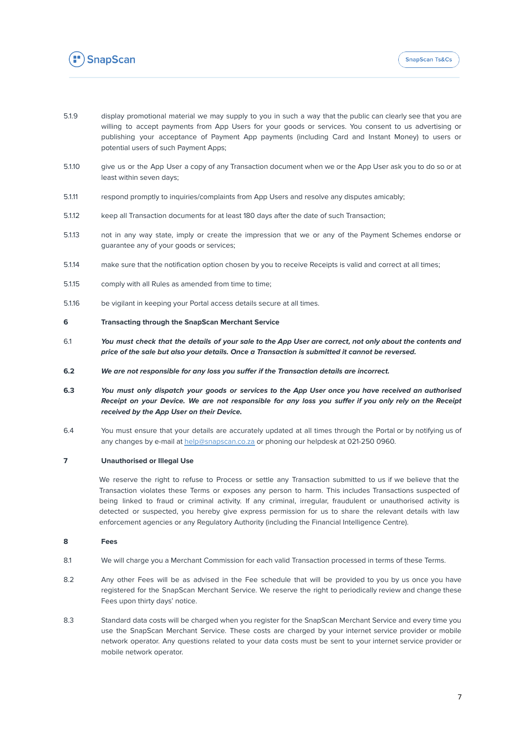5.1.9 display promotional material we may supply to you in such a way that the public can clearly see that you are willing to accept payments from App Users for your goods or services. You consent to us advertising or publishing your acceptance of Payment App payments (including Card and Instant Money) to users or potential users of such Payment Apps;

5.1.10 give us or the App User a copy of any Transaction document when we or the App User ask you to do so or at least within seven days;

5.1.11 respond promptly to inquiries/complaints from App Users and resolve any disputes amicably;

5.1.12 keep all Transaction documents for at least 180 days after the date of such Transaction;

5.1.13 not in any way state, imply or create the impression that we or any of the Payment Schemes endorse or guarantee any of your goods or services;

5.1.14 make sure that the notification option chosen by you to receive Receipts is valid and correct at all times;

5.1.15 comply with all Rules as amended from time to time;

5.1.16 be vigilant in keeping your Portal access details secure at all times.

## 6 Transacting through the SnapScan Merchant Service

6.1 ***You must check that the details of your sale to the App User are correct, not only about the contents and price of the sale but also your details. Once a Transaction is submitted it cannot be reversed.***

**6.2** ***We are not responsible for any loss you suffer if the Transaction details are incorrect.***

**6.3** ***You must only dispatch your goods or services to the App User once you have received an authorised Receipt on your Device. We are not responsible for any loss you suffer if you only rely on the Receipt received by the App User on their Device.***

6.4 You must ensure that your details are accurately updated at all times through the Portal or by notifying us of any changes by e-mail at help@snapscan.co.za or phoning our helpdesk at 021-250 0960.

## 7 Unauthorised or Illegal Use

We reserve the right to refuse to Process or settle any Transaction submitted to us if we believe that the Transaction violates these Terms or exposes any person to harm. This includes Transactions suspected of being linked to fraud or criminal activity. If any criminal, irregular, fraudulent or unauthorised activity is detected or suspected, you hereby give express permission for us to share the relevant details with law enforcement agencies or any Regulatory Authority (including the Financial Intelligence Centre).

## 8 Fees

8.1 We will charge you a Merchant Commission for each valid Transaction processed in terms of these Terms.

8.2 Any other Fees will be as advised in the Fee schedule that will be provided to you by us once you have registered for the SnapScan Merchant Service. We reserve the right to periodically review and change these Fees upon thirty days' notice.

8.3 Standard data costs will be charged when you register for the SnapScan Merchant Service and every time you use the SnapScan Merchant Service. These costs are charged by your internet service provider or mobile network operator. Any questions related to your data costs must be sent to your internet service provider or mobile network operator.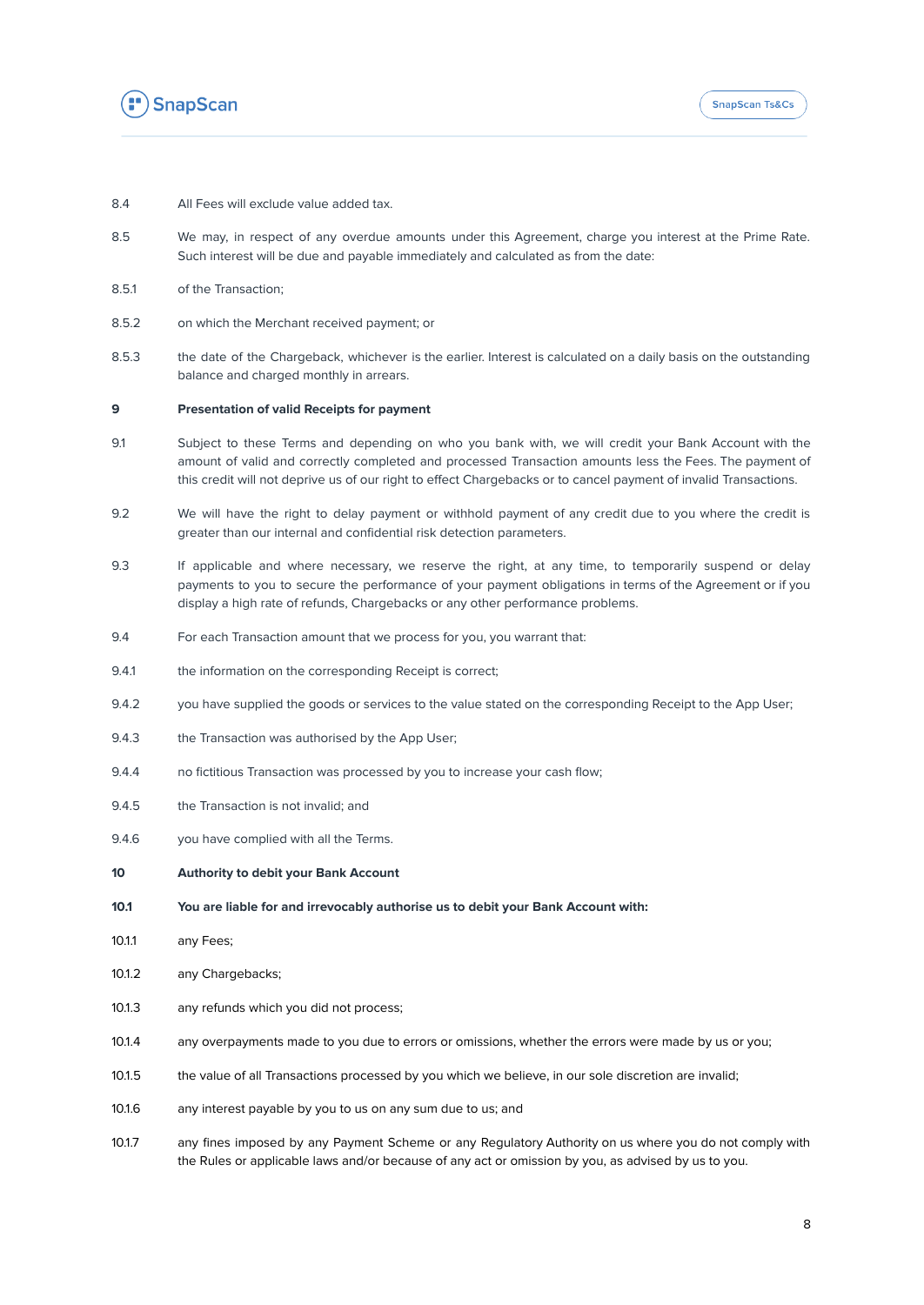8.4 All Fees will exclude value added tax.

8.5 We may, in respect of any overdue amounts under this Agreement, charge you interest at the Prime Rate. Such interest will be due and payable immediately and calculated as from the date:

8.5.1 of the Transaction;

8.5.2 on which the Merchant received payment; or

8.5.3 the date of the Chargeback, whichever is the earlier. Interest is calculated on a daily basis on the outstanding balance and charged monthly in arrears.

## 9 Presentation of valid Receipts for payment

9.1 Subject to these Terms and depending on who you bank with, we will credit your Bank Account with the amount of valid and correctly completed and processed Transaction amounts less the Fees. The payment of this credit will not deprive us of our right to effect Chargebacks or to cancel payment of invalid Transactions.

9.2 We will have the right to delay payment or withhold payment of any credit due to you where the credit is greater than our internal and confidential risk detection parameters.

9.3 If applicable and where necessary, we reserve the right, at any time, to temporarily suspend or delay payments to you to secure the performance of your payment obligations in terms of the Agreement or if you display a high rate of refunds, Chargebacks or any other performance problems.

9.4 For each Transaction amount that we process for you, you warrant that:

9.4.1 the information on the corresponding Receipt is correct;

9.4.2 you have supplied the goods or services to the value stated on the corresponding Receipt to the App User;

9.4.3 the Transaction was authorised by the App User;

9.4.4 no fictitious Transaction was processed by you to increase your cash flow;

9.4.5 the Transaction is not invalid; and

9.4.6 you have complied with all the Terms.

## 10 Authority to debit your Bank Account

**10.1 You are liable for and irrevocably authorise us to debit your Bank Account with:**

10.1.1 any Fees;

10.1.2 any Chargebacks;

10.1.3 any refunds which you did not process;

10.1.4 any overpayments made to you due to errors or omissions, whether the errors were made by us or you;

10.1.5 the value of all Transactions processed by you which we believe, in our sole discretion are invalid;

10.1.6 any interest payable by you to us on any sum due to us; and

10.1.7 any fines imposed by any Payment Scheme or any Regulatory Authority on us where you do not comply with the Rules or applicable laws and/or because of any act or omission by you, as advised by us to you.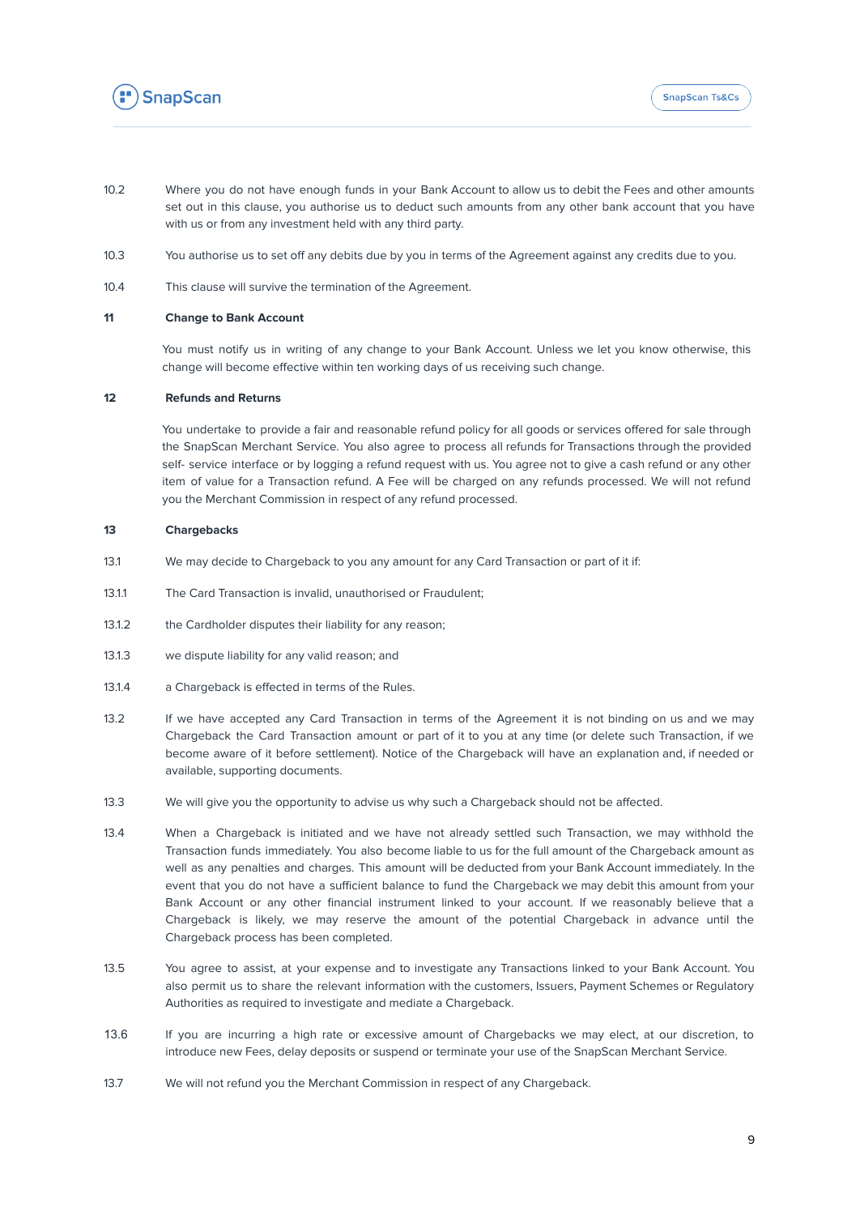10.2 Where you do not have enough funds in your Bank Account to allow us to debit the Fees and other amounts set out in this clause, you authorise us to deduct such amounts from any other bank account that you have with us or from any investment held with any third party.

10.3 You authorise us to set off any debits due by you in terms of the Agreement against any credits due to you.

10.4 This clause will survive the termination of the Agreement.

**11 Change to Bank Account**

You must notify us in writing of any change to your Bank Account. Unless we let you know otherwise, this change will become effective within ten working days of us receiving such change.

**12 Refunds and Returns**

You undertake to provide a fair and reasonable refund policy for all goods or services offered for sale through the SnapScan Merchant Service. You also agree to process all refunds for Transactions through the provided self- service interface or by logging a refund request with us. You agree not to give a cash refund or any other item of value for a Transaction refund. A Fee will be charged on any refunds processed. We will not refund you the Merchant Commission in respect of any refund processed.

**13 Chargebacks**

13.1 We may decide to Chargeback to you any amount for any Card Transaction or part of it if:

13.1.1 The Card Transaction is invalid, unauthorised or Fraudulent;

13.1.2 the Cardholder disputes their liability for any reason;

13.1.3 we dispute liability for any valid reason; and

13.1.4 a Chargeback is effected in terms of the Rules.

13.2 If we have accepted any Card Transaction in terms of the Agreement it is not binding on us and we may Chargeback the Card Transaction amount or part of it to you at any time (or delete such Transaction, if we become aware of it before settlement). Notice of the Chargeback will have an explanation and, if needed or available, supporting documents.

13.3 We will give you the opportunity to advise us why such a Chargeback should not be affected.

13.4 When a Chargeback is initiated and we have not already settled such Transaction, we may withhold the Transaction funds immediately. You also become liable to us for the full amount of the Chargeback amount as well as any penalties and charges. This amount will be deducted from your Bank Account immediately. In the event that you do not have a sufficient balance to fund the Chargeback we may debit this amount from your Bank Account or any other financial instrument linked to your account. If we reasonably believe that a Chargeback is likely, we may reserve the amount of the potential Chargeback in advance until the Chargeback process has been completed.

13.5 You agree to assist, at your expense and to investigate any Transactions linked to your Bank Account. You also permit us to share the relevant information with the customers, Issuers, Payment Schemes or Regulatory Authorities as required to investigate and mediate a Chargeback.

13.6 If you are incurring a high rate or excessive amount of Chargebacks we may elect, at our discretion, to introduce new Fees, delay deposits or suspend or terminate your use of the SnapScan Merchant Service.

13.7 We will not refund you the Merchant Commission in respect of any Chargeback.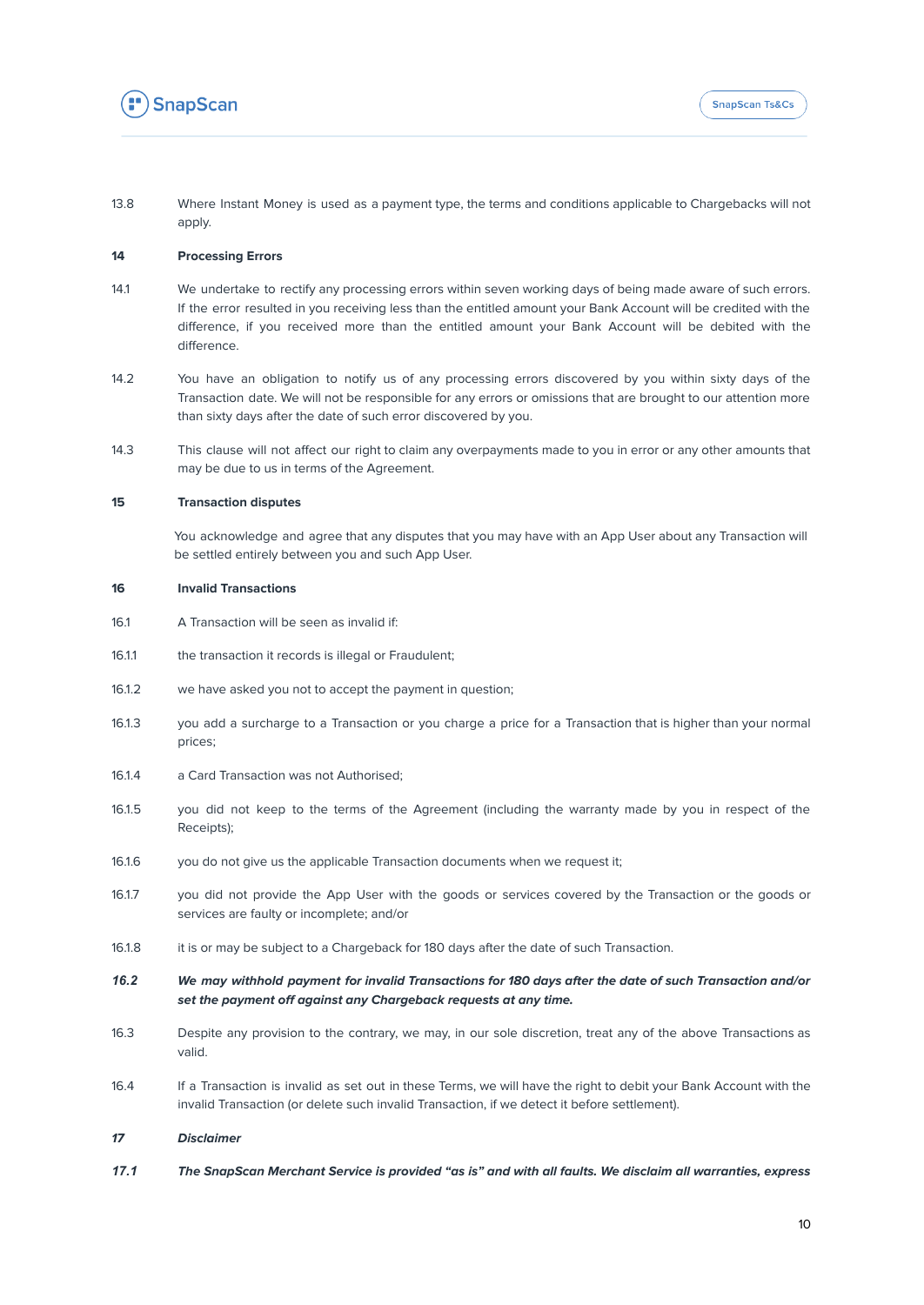13.8 Where Instant Money is used as a payment type, the terms and conditions applicable to Chargebacks will not apply.

**14 Processing Errors**

14.1 We undertake to rectify any processing errors within seven working days of being made aware of such errors. If the error resulted in you receiving less than the entitled amount your Bank Account will be credited with the difference, if you received more than the entitled amount your Bank Account will be debited with the difference.

14.2 You have an obligation to notify us of any processing errors discovered by you within sixty days of the Transaction date. We will not be responsible for any errors or omissions that are brought to our attention more than sixty days after the date of such error discovered by you.

14.3 This clause will not affect our right to claim any overpayments made to you in error or any other amounts that may be due to us in terms of the Agreement.

**15 Transaction disputes**

You acknowledge and agree that any disputes that you may have with an App User about any Transaction will be settled entirely between you and such App User.

**16 Invalid Transactions**

16.1 A Transaction will be seen as invalid if:

16.1.1 the transaction it records is illegal or Fraudulent;

16.1.2 we have asked you not to accept the payment in question;

16.1.3 you add a surcharge to a Transaction or you charge a price for a Transaction that is higher than your normal prices;

16.1.4 a Card Transaction was not Authorised;

16.1.5 you did not keep to the terms of the Agreement (including the warranty made by you in respect of the Receipts);

16.1.6 you do not give us the applicable Transaction documents when we request it;

16.1.7 you did not provide the App User with the goods or services covered by the Transaction or the goods or services are faulty or incomplete; and/or

16.1.8 it is or may be subject to a Chargeback for 180 days after the date of such Transaction.

***16.2 We may withhold payment for invalid Transactions for 180 days after the date of such Transaction and/or set the payment off against any Chargeback requests at any time.***

16.3 Despite any provision to the contrary, we may, in our sole discretion, treat any of the above Transactions as valid.

16.4 If a Transaction is invalid as set out in these Terms, we will have the right to debit your Bank Account with the invalid Transaction (or delete such invalid Transaction, if we detect it before settlement).

***17 Disclaimer***

***17.1 The SnapScan Merchant Service is provided "as is" and with all faults. We disclaim all warranties, express***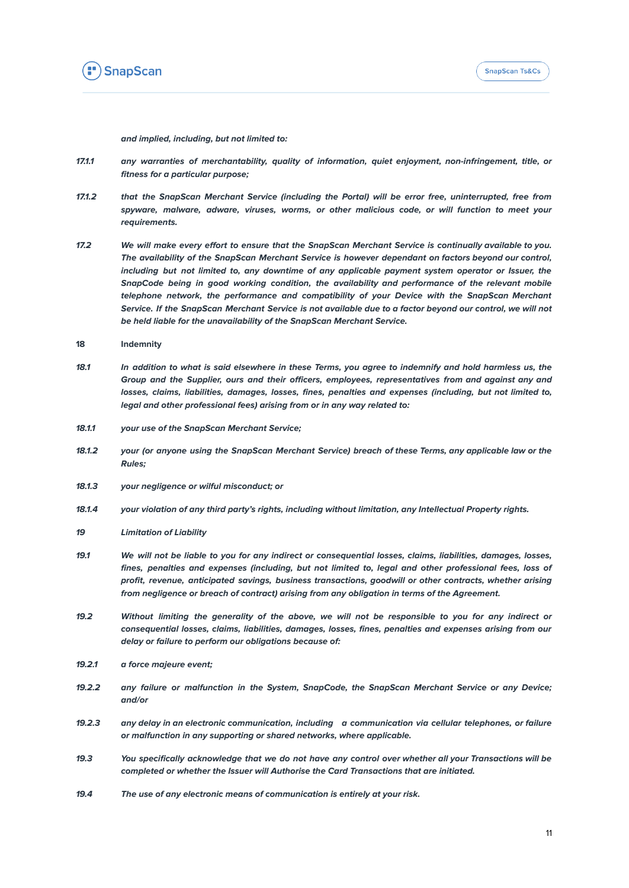*and implied, including, but not limited to:*

***17.1.1*** ***any warranties of merchantability, quality of information, quiet enjoyment, non-infringement, title, or fitness for a particular purpose;***

***17.1.2*** ***that the SnapScan Merchant Service (including the Portal) will be error free, uninterrupted, free from spyware, malware, adware, viruses, worms, or other malicious code, or will function to meet your requirements.***

***17.2*** ***We will make every effort to ensure that the SnapScan Merchant Service is continually available to you. The availability of the SnapScan Merchant Service is however dependant on factors beyond our control, including but not limited to, any downtime of any applicable payment system operator or Issuer, the SnapCode being in good working condition, the availability and performance of the relevant mobile telephone network, the performance and compatibility of your Device with the SnapScan Merchant Service. If the SnapScan Merchant Service is not available due to a factor beyond our control, we will not be held liable for the unavailability of the SnapScan Merchant Service.***

**18 Indemnity**

***18.1*** ***In addition to what is said elsewhere in these Terms, you agree to indemnify and hold harmless us, the Group and the Supplier, ours and their officers, employees, representatives from and against any and losses, claims, liabilities, damages, losses, fines, penalties and expenses (including, but not limited to, legal and other professional fees) arising from or in any way related to:***

***18.1.1*** ***your use of the SnapScan Merchant Service;***

***18.1.2*** ***your (or anyone using the SnapScan Merchant Service) breach of these Terms, any applicable law or the Rules;***

***18.1.3*** ***your negligence or wilful misconduct; or***

***18.1.4*** ***your violation of any third party's rights, including without limitation, any Intellectual Property rights.***

***19 Limitation of Liability***

***19.1*** ***We will not be liable to you for any indirect or consequential losses, claims, liabilities, damages, losses, fines, penalties and expenses (including, but not limited to, legal and other professional fees, loss of profit, revenue, anticipated savings, business transactions, goodwill or other contracts, whether arising from negligence or breach of contract) arising from any obligation in terms of the Agreement.***

***19.2*** ***Without limiting the generality of the above, we will not be responsible to you for any indirect or consequential losses, claims, liabilities, damages, losses, fines, penalties and expenses arising from our delay or failure to perform our obligations because of:***

***19.2.1*** ***a force majeure event;***

***19.2.2*** ***any failure or malfunction in the System, SnapCode, the SnapScan Merchant Service or any Device; and/or***

***19.2.3*** ***any delay in an electronic communication, including a communication via cellular telephones, or failure or malfunction in any supporting or shared networks, where applicable.***

***19.3*** ***You specifically acknowledge that we do not have any control over whether all your Transactions will be completed or whether the Issuer will Authorise the Card Transactions that are initiated.***

***19.4*** ***The use of any electronic means of communication is entirely at your risk.***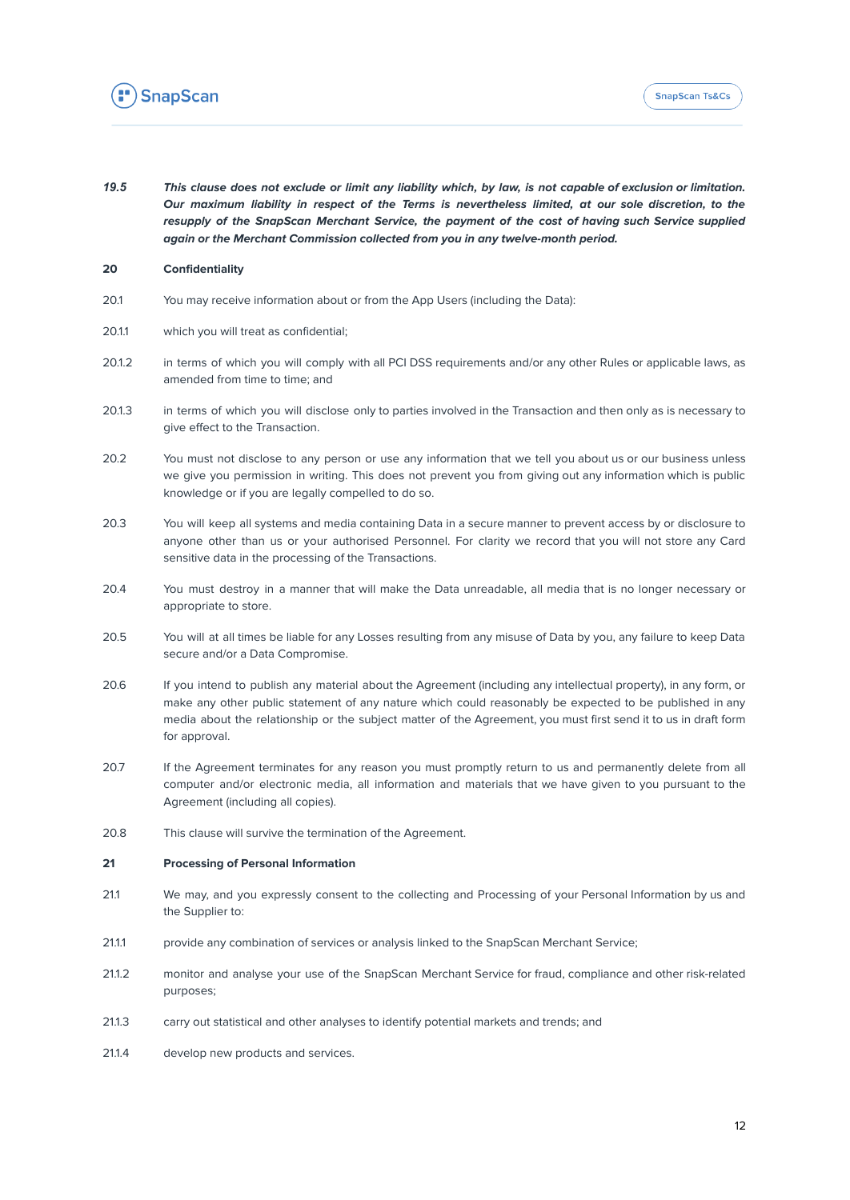***19.5*** ***This clause does not exclude or limit any liability which, by law, is not capable of exclusion or limitation. Our maximum liability in respect of the Terms is nevertheless limited, at our sole discretion, to the resupply of the SnapScan Merchant Service, the payment of the cost of having such Service supplied again or the Merchant Commission collected from you in any twelve-month period.***

**20 Confidentiality**

20.1 You may receive information about or from the App Users (including the Data):

20.1.1 which you will treat as confidential;

20.1.2 in terms of which you will comply with all PCI DSS requirements and/or any other Rules or applicable laws, as amended from time to time; and

20.1.3 in terms of which you will disclose only to parties involved in the Transaction and then only as is necessary to give effect to the Transaction.

20.2 You must not disclose to any person or use any information that we tell you about us or our business unless we give you permission in writing. This does not prevent you from giving out any information which is public knowledge or if you are legally compelled to do so.

20.3 You will keep all systems and media containing Data in a secure manner to prevent access by or disclosure to anyone other than us or your authorised Personnel. For clarity we record that you will not store any Card sensitive data in the processing of the Transactions.

20.4 You must destroy in a manner that will make the Data unreadable, all media that is no longer necessary or appropriate to store.

20.5 You will at all times be liable for any Losses resulting from any misuse of Data by you, any failure to keep Data secure and/or a Data Compromise.

20.6 If you intend to publish any material about the Agreement (including any intellectual property), in any form, or make any other public statement of any nature which could reasonably be expected to be published in any media about the relationship or the subject matter of the Agreement, you must first send it to us in draft form for approval.

20.7 If the Agreement terminates for any reason you must promptly return to us and permanently delete from all computer and/or electronic media, all information and materials that we have given to you pursuant to the Agreement (including all copies).

20.8 This clause will survive the termination of the Agreement.

**21 Processing of Personal Information**

21.1 We may, and you expressly consent to the collecting and Processing of your Personal Information by us and the Supplier to:

21.1.1 provide any combination of services or analysis linked to the SnapScan Merchant Service;

21.1.2 monitor and analyse your use of the SnapScan Merchant Service for fraud, compliance and other risk-related purposes;

21.1.3 carry out statistical and other analyses to identify potential markets and trends; and

21.1.4 develop new products and services.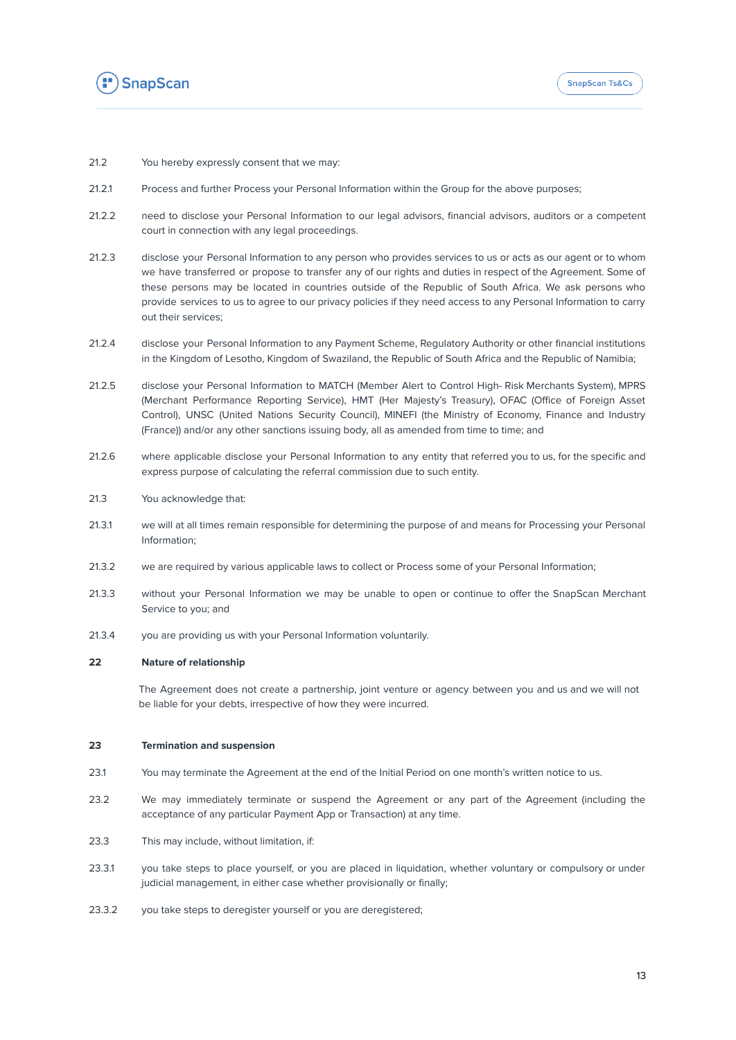21.2 You hereby expressly consent that we may:

21.2.1 Process and further Process your Personal Information within the Group for the above purposes;

21.2.2 need to disclose your Personal Information to our legal advisors, financial advisors, auditors or a competent court in connection with any legal proceedings.

21.2.3 disclose your Personal Information to any person who provides services to us or acts as our agent or to whom we have transferred or propose to transfer any of our rights and duties in respect of the Agreement. Some of these persons may be located in countries outside of the Republic of South Africa. We ask persons who provide services to us to agree to our privacy policies if they need access to any Personal Information to carry out their services;

21.2.4 disclose your Personal Information to any Payment Scheme, Regulatory Authority or other financial institutions in the Kingdom of Lesotho, Kingdom of Swaziland, the Republic of South Africa and the Republic of Namibia;

21.2.5 disclose your Personal Information to MATCH (Member Alert to Control High- Risk Merchants System), MPRS (Merchant Performance Reporting Service), HMT (Her Majesty's Treasury), OFAC (Office of Foreign Asset Control), UNSC (United Nations Security Council), MINEFI (the Ministry of Economy, Finance and Industry (France)) and/or any other sanctions issuing body, all as amended from time to time; and

21.2.6 where applicable disclose your Personal Information to any entity that referred you to us, for the specific and express purpose of calculating the referral commission due to such entity.

21.3 You acknowledge that:

21.3.1 we will at all times remain responsible for determining the purpose of and means for Processing your Personal Information;

21.3.2 we are required by various applicable laws to collect or Process some of your Personal Information;

21.3.3 without your Personal Information we may be unable to open or continue to offer the SnapScan Merchant Service to you; and

21.3.4 you are providing us with your Personal Information voluntarily.

## 22 Nature of relationship

The Agreement does not create a partnership, joint venture or agency between you and us and we will not be liable for your debts, irrespective of how they were incurred.

## 23 Termination and suspension

23.1 You may terminate the Agreement at the end of the Initial Period on one month's written notice to us.

23.2 We may immediately terminate or suspend the Agreement or any part of the Agreement (including the acceptance of any particular Payment App or Transaction) at any time.

23.3 This may include, without limitation, if:

23.3.1 you take steps to place yourself, or you are placed in liquidation, whether voluntary or compulsory or under judicial management, in either case whether provisionally or finally;

23.3.2 you take steps to deregister yourself or you are deregistered;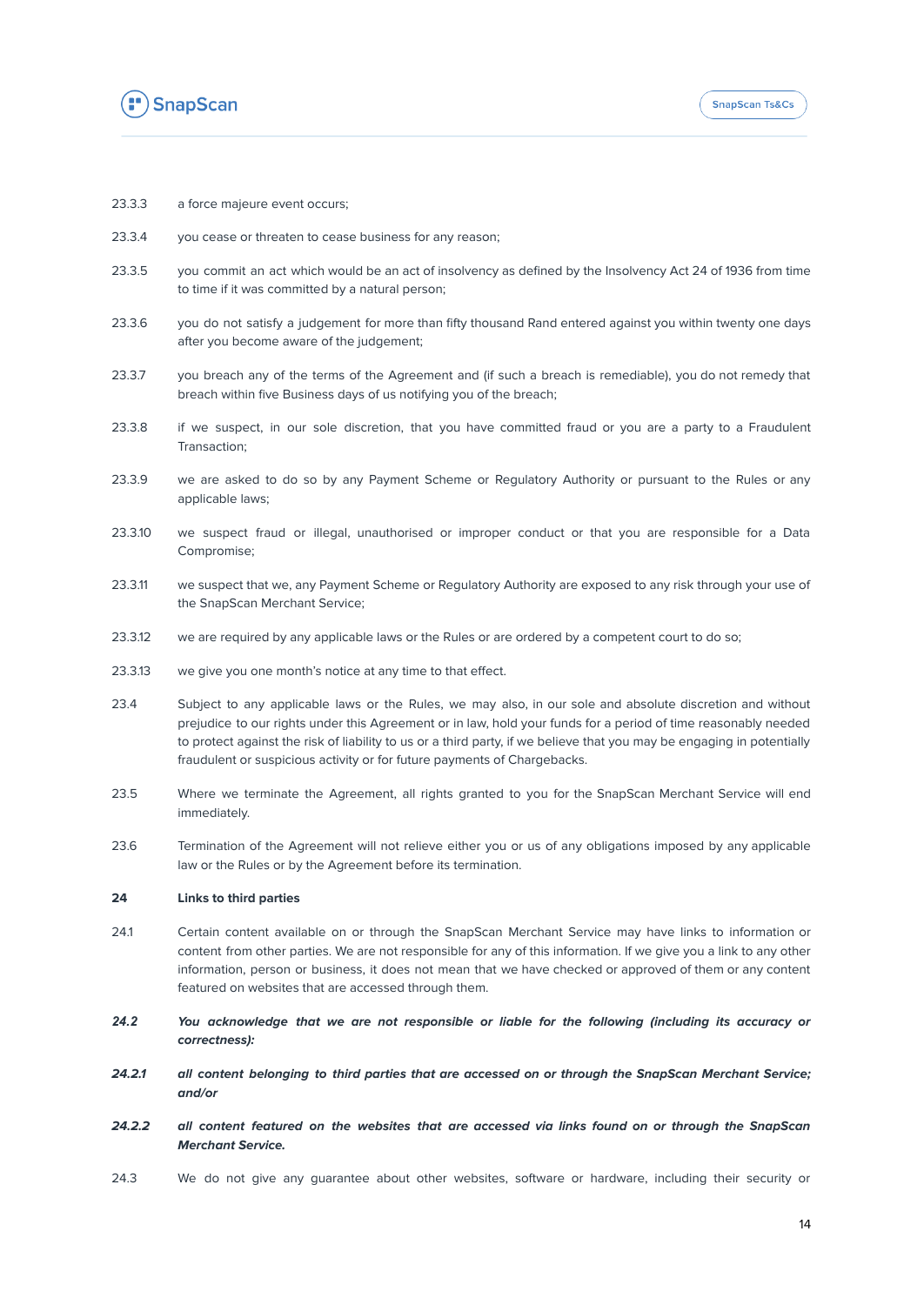23.3.3 a force majeure event occurs;

23.3.4 you cease or threaten to cease business for any reason;

23.3.5 you commit an act which would be an act of insolvency as defined by the Insolvency Act 24 of 1936 from time to time if it was committed by a natural person;

23.3.6 you do not satisfy a judgement for more than fifty thousand Rand entered against you within twenty one days after you become aware of the judgement;

23.3.7 you breach any of the terms of the Agreement and (if such a breach is remediable), you do not remedy that breach within five Business days of us notifying you of the breach;

23.3.8 if we suspect, in our sole discretion, that you have committed fraud or you are a party to a Fraudulent Transaction;

23.3.9 we are asked to do so by any Payment Scheme or Regulatory Authority or pursuant to the Rules or any applicable laws;

23.3.10 we suspect fraud or illegal, unauthorised or improper conduct or that you are responsible for a Data Compromise;

23.3.11 we suspect that we, any Payment Scheme or Regulatory Authority are exposed to any risk through your use of the SnapScan Merchant Service;

23.3.12 we are required by any applicable laws or the Rules or are ordered by a competent court to do so;

23.3.13 we give you one month's notice at any time to that effect.

23.4 Subject to any applicable laws or the Rules, we may also, in our sole and absolute discretion and without prejudice to our rights under this Agreement or in law, hold your funds for a period of time reasonably needed to protect against the risk of liability to us or a third party, if we believe that you may be engaging in potentially fraudulent or suspicious activity or for future payments of Chargebacks.

23.5 Where we terminate the Agreement, all rights granted to you for the SnapScan Merchant Service will end immediately.

23.6 Termination of the Agreement will not relieve either you or us of any obligations imposed by any applicable law or the Rules or by the Agreement before its termination.

## 24 Links to third parties

24.1 Certain content available on or through the SnapScan Merchant Service may have links to information or content from other parties. We are not responsible for any of this information. If we give you a link to any other information, person or business, it does not mean that we have checked or approved of them or any content featured on websites that are accessed through them.

***24.2 You acknowledge that we are not responsible or liable for the following (including its accuracy or correctness):***

***24.2.1 all content belonging to third parties that are accessed on or through the SnapScan Merchant Service; and/or***

***24.2.2 all content featured on the websites that are accessed via links found on or through the SnapScan Merchant Service.***

24.3 We do not give any guarantee about other websites, software or hardware, including their security or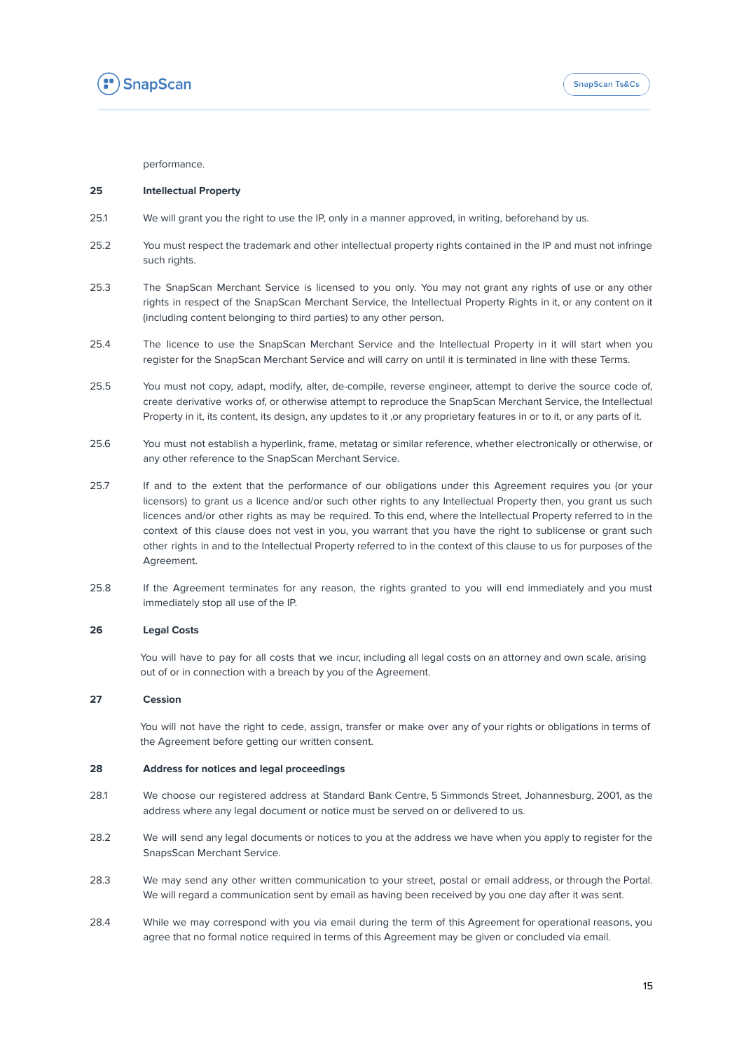performance.

## 25 Intellectual Property

25.1 We will grant you the right to use the IP, only in a manner approved, in writing, beforehand by us.

25.2 You must respect the trademark and other intellectual property rights contained in the IP and must not infringe such rights.

25.3 The SnapScan Merchant Service is licensed to you only. You may not grant any rights of use or any other rights in respect of the SnapScan Merchant Service, the Intellectual Property Rights in it, or any content on it (including content belonging to third parties) to any other person.

25.4 The licence to use the SnapScan Merchant Service and the Intellectual Property in it will start when you register for the SnapScan Merchant Service and will carry on until it is terminated in line with these Terms.

25.5 You must not copy, adapt, modify, alter, de-compile, reverse engineer, attempt to derive the source code of, create derivative works of, or otherwise attempt to reproduce the SnapScan Merchant Service, the Intellectual Property in it, its content, its design, any updates to it ,or any proprietary features in or to it, or any parts of it.

25.6 You must not establish a hyperlink, frame, metatag or similar reference, whether electronically or otherwise, or any other reference to the SnapScan Merchant Service.

25.7 If and to the extent that the performance of our obligations under this Agreement requires you (or your licensors) to grant us a licence and/or such other rights to any Intellectual Property then, you grant us such licences and/or other rights as may be required. To this end, where the Intellectual Property referred to in the context of this clause does not vest in you, you warrant that you have the right to sublicense or grant such other rights in and to the Intellectual Property referred to in the context of this clause to us for purposes of the Agreement.

25.8 If the Agreement terminates for any reason, the rights granted to you will end immediately and you must immediately stop all use of the IP.

## 26 Legal Costs

You will have to pay for all costs that we incur, including all legal costs on an attorney and own scale, arising out of or in connection with a breach by you of the Agreement.

## 27 Cession

You will not have the right to cede, assign, transfer or make over any of your rights or obligations in terms of the Agreement before getting our written consent.

## 28 Address for notices and legal proceedings

28.1 We choose our registered address at Standard Bank Centre, 5 Simmonds Street, Johannesburg, 2001, as the address where any legal document or notice must be served on or delivered to us.

28.2 We will send any legal documents or notices to you at the address we have when you apply to register for the SnapsScan Merchant Service.

28.3 We may send any other written communication to your street, postal or email address, or through the Portal. We will regard a communication sent by email as having been received by you one day after it was sent.

28.4 While we may correspond with you via email during the term of this Agreement for operational reasons, you agree that no formal notice required in terms of this Agreement may be given or concluded via email.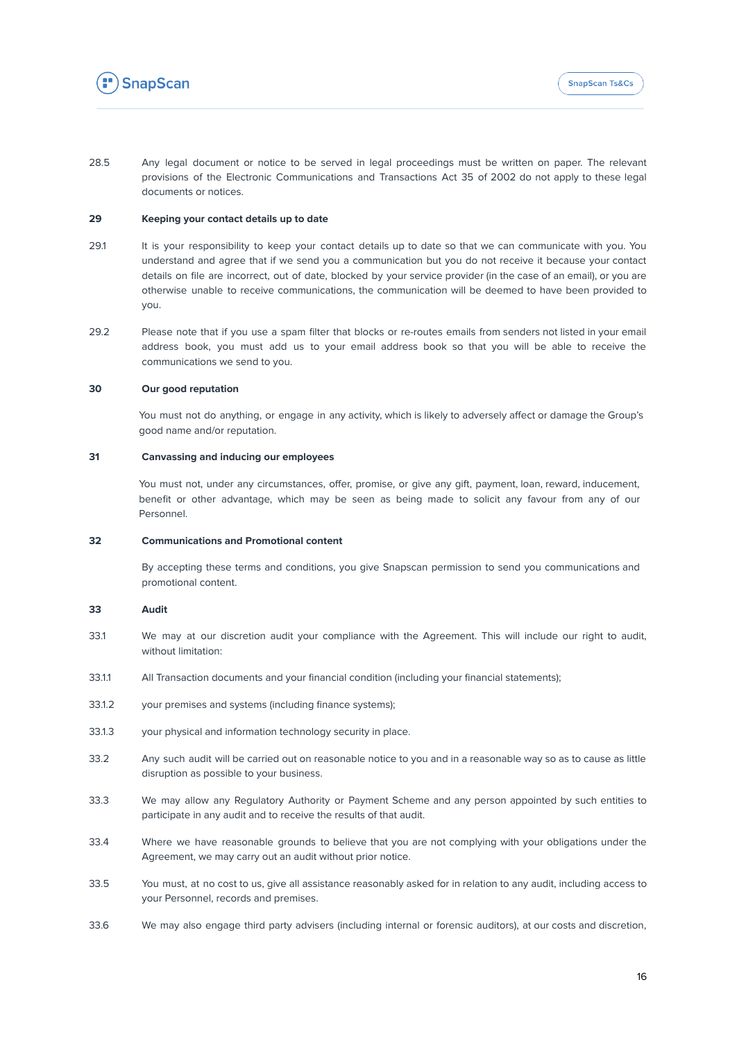28.5 Any legal document or notice to be served in legal proceedings must be written on paper. The relevant provisions of the Electronic Communications and Transactions Act 35 of 2002 do not apply to these legal documents or notices.

**29 Keeping your contact details up to date**

29.1 It is your responsibility to keep your contact details up to date so that we can communicate with you. You understand and agree that if we send you a communication but you do not receive it because your contact details on file are incorrect, out of date, blocked by your service provider (in the case of an email), or you are otherwise unable to receive communications, the communication will be deemed to have been provided to you.

29.2 Please note that if you use a spam filter that blocks or re-routes emails from senders not listed in your email address book, you must add us to your email address book so that you will be able to receive the communications we send to you.

**30 Our good reputation**

You must not do anything, or engage in any activity, which is likely to adversely affect or damage the Group's good name and/or reputation.

**31 Canvassing and inducing our employees**

You must not, under any circumstances, offer, promise, or give any gift, payment, loan, reward, inducement, benefit or other advantage, which may be seen as being made to solicit any favour from any of our Personnel.

**32 Communications and Promotional content**

By accepting these terms and conditions, you give Snapscan permission to send you communications and promotional content.

**33 Audit**

33.1 We may at our discretion audit your compliance with the Agreement. This will include our right to audit, without limitation:

33.1.1 All Transaction documents and your financial condition (including your financial statements);

33.1.2 your premises and systems (including finance systems);

33.1.3 your physical and information technology security in place.

33.2 Any such audit will be carried out on reasonable notice to you and in a reasonable way so as to cause as little disruption as possible to your business.

33.3 We may allow any Regulatory Authority or Payment Scheme and any person appointed by such entities to participate in any audit and to receive the results of that audit.

33.4 Where we have reasonable grounds to believe that you are not complying with your obligations under the Agreement, we may carry out an audit without prior notice.

33.5 You must, at no cost to us, give all assistance reasonably asked for in relation to any audit, including access to your Personnel, records and premises.

33.6 We may also engage third party advisers (including internal or forensic auditors), at our costs and discretion,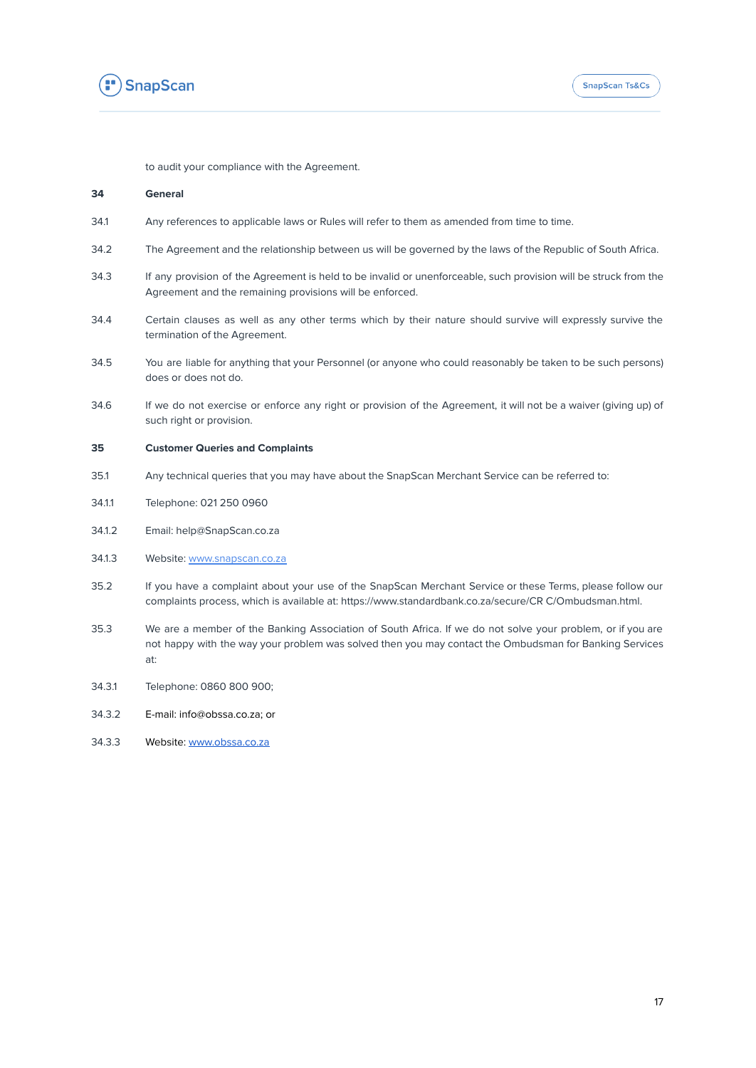to audit your compliance with the Agreement.

**34 General**

34.1 Any references to applicable laws or Rules will refer to them as amended from time to time.

34.2 The Agreement and the relationship between us will be governed by the laws of the Republic of South Africa.

34.3 If any provision of the Agreement is held to be invalid or unenforceable, such provision will be struck from the Agreement and the remaining provisions will be enforced.

34.4 Certain clauses as well as any other terms which by their nature should survive will expressly survive the termination of the Agreement.

34.5 You are liable for anything that your Personnel (or anyone who could reasonably be taken to be such persons) does or does not do.

34.6 If we do not exercise or enforce any right or provision of the Agreement, it will not be a waiver (giving up) of such right or provision.

**35 Customer Queries and Complaints**

35.1 Any technical queries that you may have about the SnapScan Merchant Service can be referred to:

34.1.1 Telephone: 021 250 0960

34.1.2 Email: help@SnapScan.co.za

34.1.3 Website: [www.snapscan.co.za](http://www.snapscan.co.za)

35.2 If you have a complaint about your use of the SnapScan Merchant Service or these Terms, please follow our complaints process, which is available at: https://www.standardbank.co.za/secure/CR C/Ombudsman.html.

35.3 We are a member of the Banking Association of South Africa. If we do not solve your problem, or if you are not happy with the way your problem was solved then you may contact the Ombudsman for Banking Services at:

34.3.1 Telephone: 0860 800 900;

34.3.2 E-mail: info@obssa.co.za; or

34.3.3 Website: [www.obssa.co.za](http://www.obssa.co.za)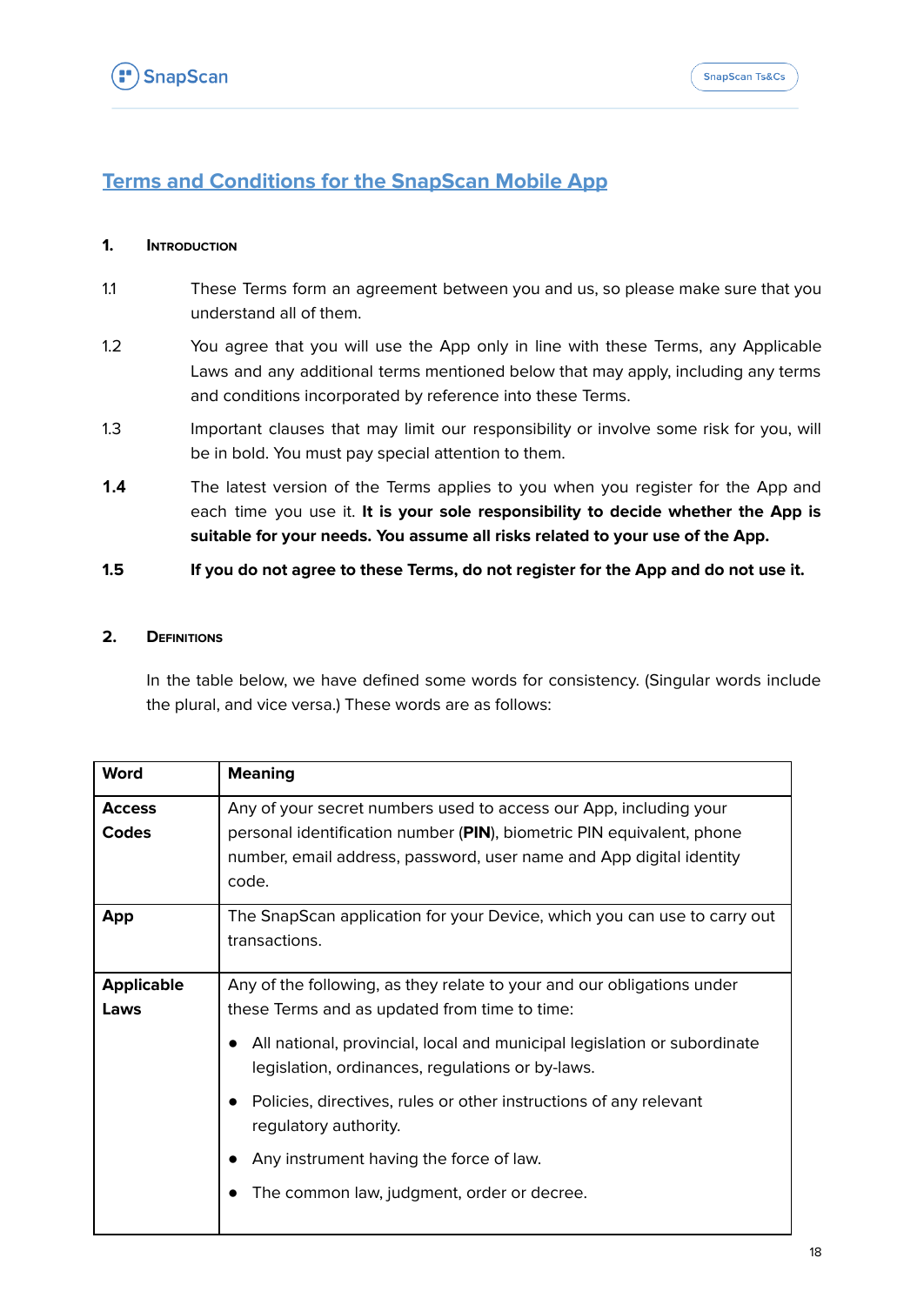# Terms and Conditions for the SnapScan Mobile App

## 1. Introduction

1.1 These Terms form an agreement between you and us, so please make sure that you understand all of them.

1.2 You agree that you will use the App only in line with these Terms, any Applicable Laws and any additional terms mentioned below that may apply, including any terms and conditions incorporated by reference into these Terms.

1.3 Important clauses that may limit our responsibility or involve some risk for you, will be in bold. You must pay special attention to them.

**1.4** The latest version of the Terms applies to you when you register for the App and each time you use it. **It is your sole responsibility to decide whether the App is suitable for your needs. You assume all risks related to your use of the App.**

**1.5** **If you do not agree to these Terms, do not register for the App and do not use it.**

## 2. Definitions

In the table below, we have defined some words for consistency. (Singular words include the plural, and vice versa.) These words are as follows:

| Word | Meaning |
|---|---|
| **Access Codes** | Any of your secret numbers used to access our App, including your personal identification number (**PIN**), biometric PIN equivalent, phone number, email address, password, user name and App digital identity code. |
| **App** | The SnapScan application for your Device, which you can use to carry out transactions. |
| **Applicable Laws** | Any of the following, as they relate to your and our obligations under these Terms and as updated from time to time:<br>• All national, provincial, local and municipal legislation or subordinate legislation, ordinances, regulations or by-laws.<br>• Policies, directives, rules or other instructions of any relevant regulatory authority.<br>• Any instrument having the force of law.<br>• The common law, judgment, order or decree. |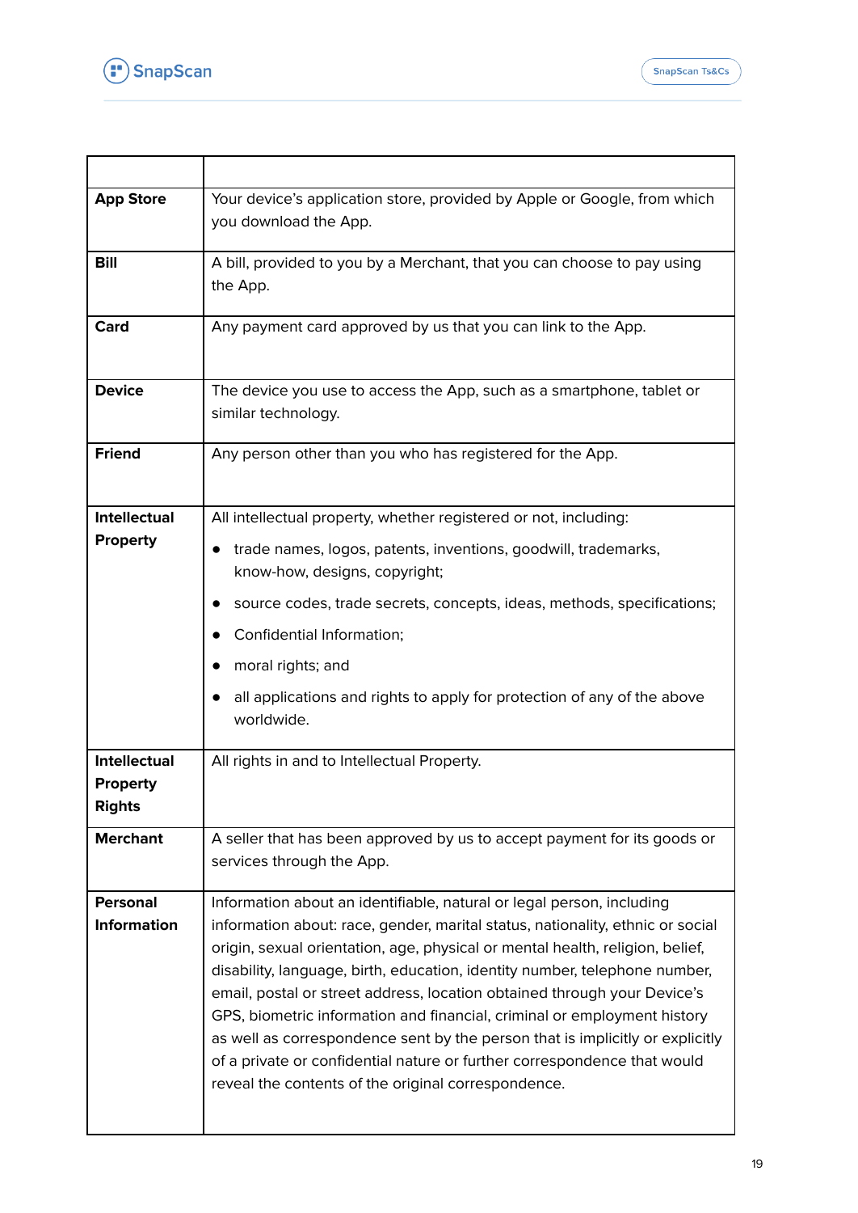| | |
|---|---|
| **App Store** | Your device's application store, provided by Apple or Google, from which you download the App. |
| **Bill** | A bill, provided to you by a Merchant, that you can choose to pay using the App. |
| **Card** | Any payment card approved by us that you can link to the App. |
| **Device** | The device you use to access the App, such as a smartphone, tablet or similar technology. |
| **Friend** | Any person other than you who has registered for the App. |
| **Intellectual Property** | All intellectual property, whether registered or not, including:<br>● trade names, logos, patents, inventions, goodwill, trademarks, know-how, designs, copyright;<br>● source codes, trade secrets, concepts, ideas, methods, specifications;<br>● Confidential Information;<br>● moral rights; and<br>● all applications and rights to apply for protection of any of the above worldwide. |
| **Intellectual Property Rights** | All rights in and to Intellectual Property. |
| **Merchant** | A seller that has been approved by us to accept payment for its goods or services through the App. |
| **Personal Information** | Information about an identifiable, natural or legal person, including information about: race, gender, marital status, nationality, ethnic or social origin, sexual orientation, age, physical or mental health, religion, belief, disability, language, birth, education, identity number, telephone number, email, postal or street address, location obtained through your Device's GPS, biometric information and financial, criminal or employment history as well as correspondence sent by the person that is implicitly or explicitly of a private or confidential nature or further correspondence that would reveal the contents of the original correspondence. |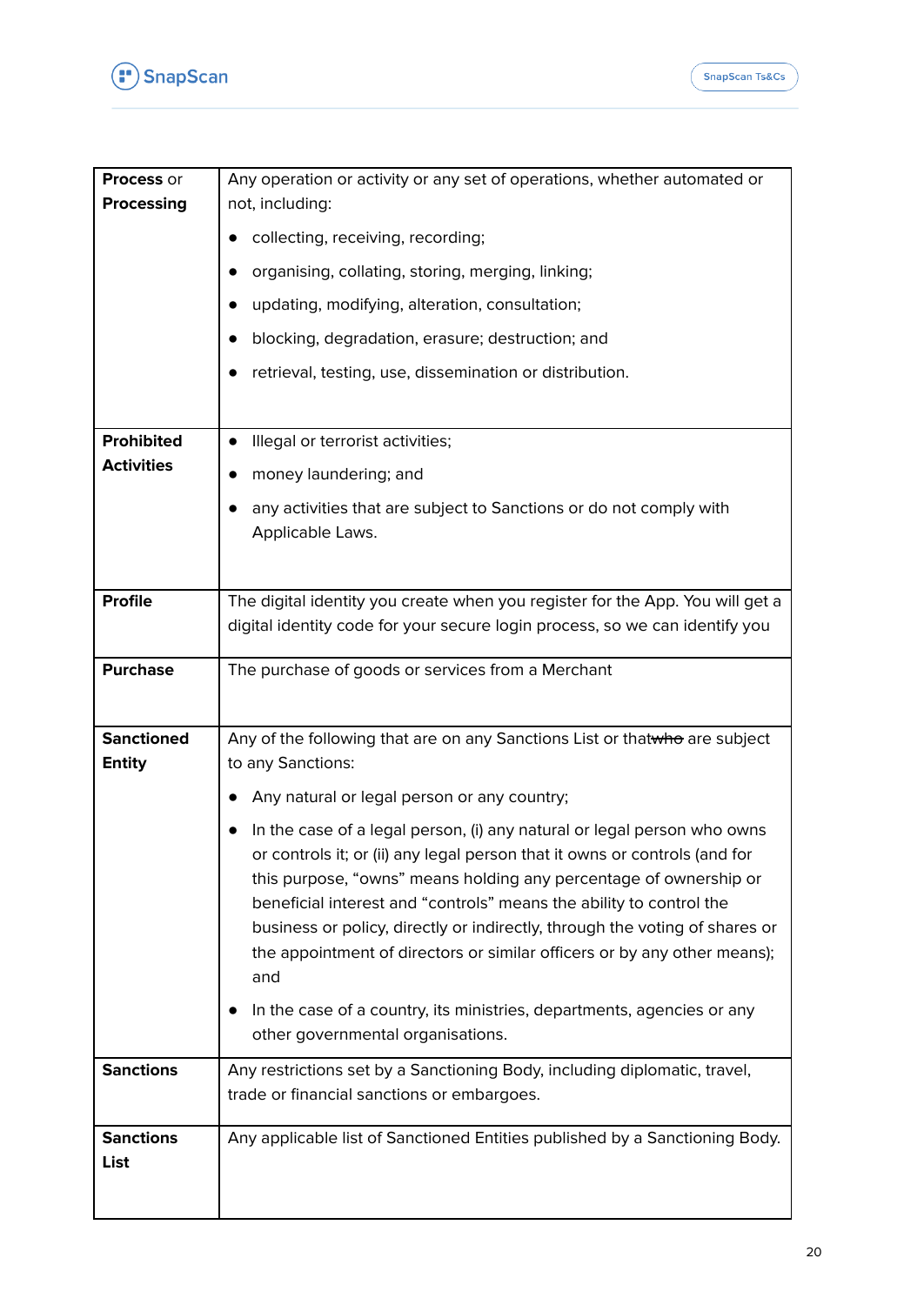| | |
|---|---|
| **Process** or **Processing** | Any operation or activity or any set of operations, whether automated or not, including:<br>• collecting, receiving, recording;<br>• organising, collating, storing, merging, linking;<br>• updating, modifying, alteration, consultation;<br>• blocking, degradation, erasure; destruction; and<br>• retrieval, testing, use, dissemination or distribution. |
| **Prohibited Activities** | • Illegal or terrorist activities;<br>• money laundering; and<br>• any activities that are subject to Sanctions or do not comply with Applicable Laws. |
| **Profile** | The digital identity you create when you register for the App. You will get a digital identity code for your secure login process, so we can identify you |
| **Purchase** | The purchase of goods or services from a Merchant |
| **Sanctioned Entity** | Any of the following that are on any Sanctions List or that~~who~~ are subject to any Sanctions:<br>• Any natural or legal person or any country;<br>• In the case of a legal person, (i) any natural or legal person who owns or controls it; or (ii) any legal person that it owns or controls (and for this purpose, “owns” means holding any percentage of ownership or beneficial interest and “controls” means the ability to control the business or policy, directly or indirectly, through the voting of shares or the appointment of directors or similar officers or by any other means); and<br>• In the case of a country, its ministries, departments, agencies or any other governmental organisations. |
| **Sanctions** | Any restrictions set by a Sanctioning Body, including diplomatic, travel, trade or financial sanctions or embargoes. |
| **Sanctions List** | Any applicable list of Sanctioned Entities published by a Sanctioning Body. |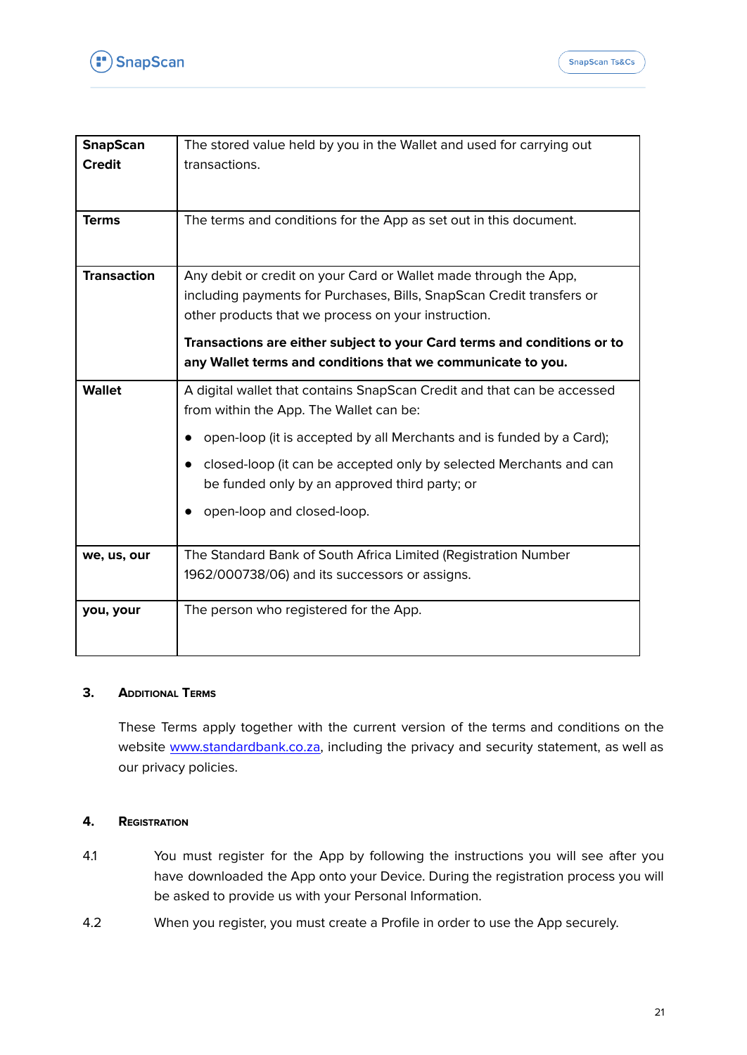| | |
|---|---|
| **SnapScan Credit** | The stored value held by you in the Wallet and used for carrying out transactions. |
| **Terms** | The terms and conditions for the App as set out in this document. |
| **Transaction** | Any debit or credit on your Card or Wallet made through the App, including payments for Purchases, Bills, SnapScan Credit transfers or other products that we process on your instruction. **Transactions are either subject to your Card terms and conditions or to any Wallet terms and conditions that we communicate to you.** |
| **Wallet** | A digital wallet that contains SnapScan Credit and that can be accessed from within the App. The Wallet can be: • open-loop (it is accepted by all Merchants and is funded by a Card); • closed-loop (it can be accepted only by selected Merchants and can be funded only by an approved third party; or • open-loop and closed-loop. |
| **we, us, our** | The Standard Bank of South Africa Limited (Registration Number 1962/000738/06) and its successors or assigns. |
| **you, your** | The person who registered for the App. |

## 3. Additional Terms

These Terms apply together with the current version of the terms and conditions on the website www.standardbank.co.za, including the privacy and security statement, as well as our privacy policies.

## 4. Registration

4.1 You must register for the App by following the instructions you will see after you have downloaded the App onto your Device. During the registration process you will be asked to provide us with your Personal Information.

4.2 When you register, you must create a Profile in order to use the App securely.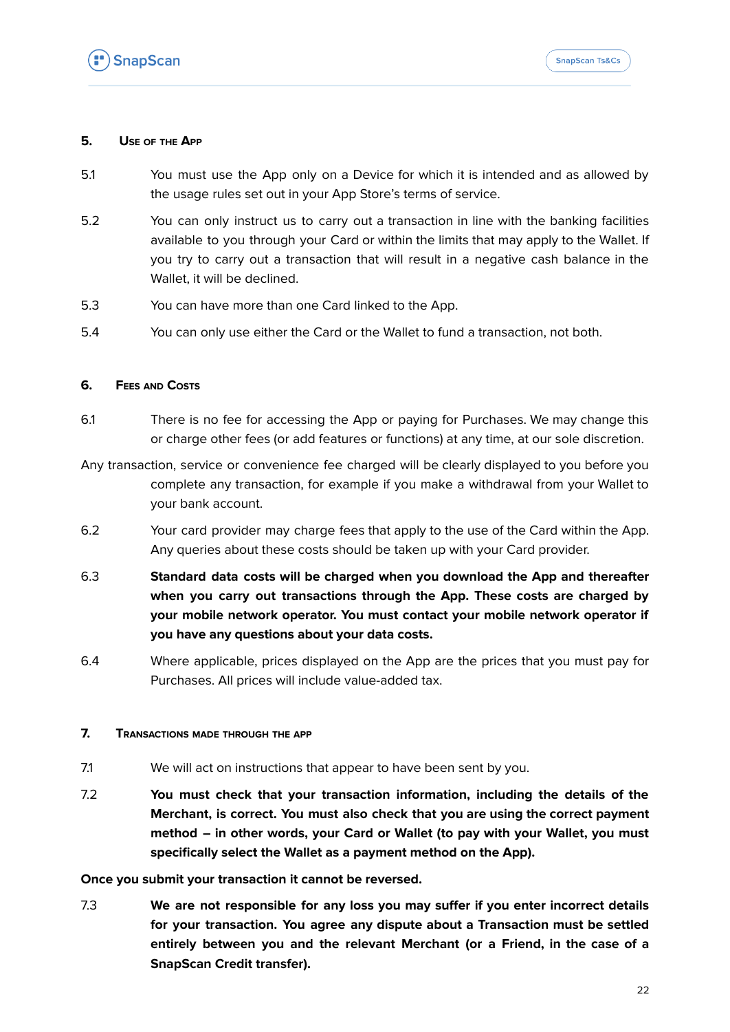## 5. Use of the App

5.1 You must use the App only on a Device for which it is intended and as allowed by the usage rules set out in your App Store's terms of service.

5.2 You can only instruct us to carry out a transaction in line with the banking facilities available to you through your Card or within the limits that may apply to the Wallet. If you try to carry out a transaction that will result in a negative cash balance in the Wallet, it will be declined.

5.3 You can have more than one Card linked to the App.

5.4 You can only use either the Card or the Wallet to fund a transaction, not both.

## 6. Fees and Costs

6.1 There is no fee for accessing the App or paying for Purchases. We may change this or charge other fees (or add features or functions) at any time, at our sole discretion.

Any transaction, service or convenience fee charged will be clearly displayed to you before you complete any transaction, for example if you make a withdrawal from your Wallet to your bank account.

6.2 Your card provider may charge fees that apply to the use of the Card within the App. Any queries about these costs should be taken up with your Card provider.

6.3 **Standard data costs will be charged when you download the App and thereafter when you carry out transactions through the App. These costs are charged by your mobile network operator. You must contact your mobile network operator if you have any questions about your data costs.**

6.4 Where applicable, prices displayed on the App are the prices that you must pay for Purchases. All prices will include value-added tax.

## 7. Transactions made through the App

7.1 We will act on instructions that appear to have been sent by you.

7.2 **You must check that your transaction information, including the details of the Merchant, is correct. You must also check that you are using the correct payment method – in other words, your Card or Wallet (to pay with your Wallet, you must specifically select the Wallet as a payment method on the App).**

**Once you submit your transaction it cannot be reversed.**

7.3 **We are not responsible for any loss you may suffer if you enter incorrect details for your transaction. You agree any dispute about a Transaction must be settled entirely between you and the relevant Merchant (or a Friend, in the case of a SnapScan Credit transfer).**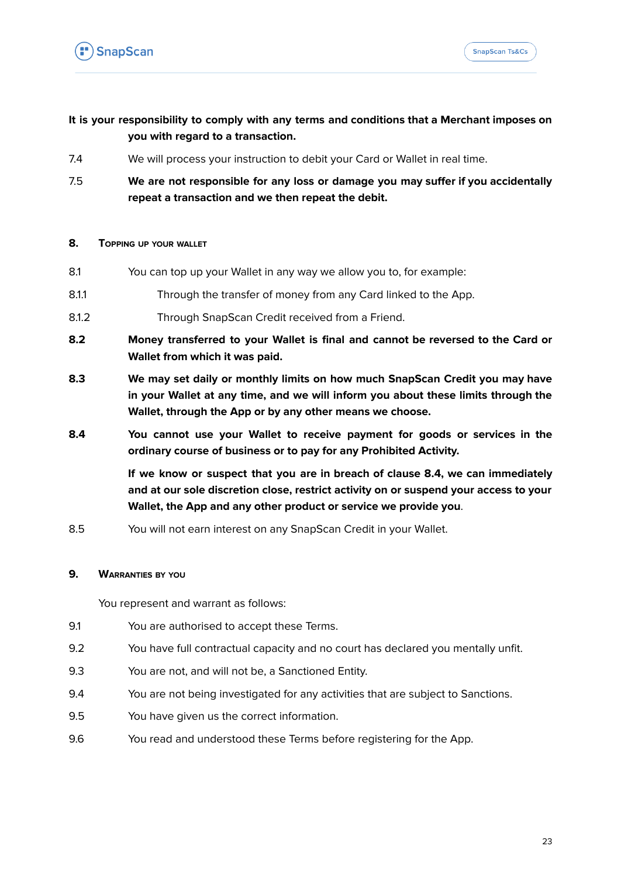**It is your responsibility to comply with any terms and conditions that a Merchant imposes on you with regard to a transaction.**

7.4 We will process your instruction to debit your Card or Wallet in real time.

7.5 **We are not responsible for any loss or damage you may suffer if you accidentally repeat a transaction and we then repeat the debit.**

## 8. Topping up your wallet

8.1 You can top up your Wallet in any way we allow you to, for example:

8.1.1 Through the transfer of money from any Card linked to the App.

8.1.2 Through SnapScan Credit received from a Friend.

**8.2 Money transferred to your Wallet is final and cannot be reversed to the Card or Wallet from which it was paid.**

**8.3 We may set daily or monthly limits on how much SnapScan Credit you may have in your Wallet at any time, and we will inform you about these limits through the Wallet, through the App or by any other means we choose.**

**8.4 You cannot use your Wallet to receive payment for goods or services in the ordinary course of business or to pay for any Prohibited Activity.**

**If we know or suspect that you are in breach of clause 8.4, we can immediately and at our sole discretion close, restrict activity on or suspend your access to your Wallet, the App and any other product or service we provide you**.

8.5 You will not earn interest on any SnapScan Credit in your Wallet.

## 9. Warranties by you

You represent and warrant as follows:

9.1 You are authorised to accept these Terms.

9.2 You have full contractual capacity and no court has declared you mentally unfit.

9.3 You are not, and will not be, a Sanctioned Entity.

9.4 You are not being investigated for any activities that are subject to Sanctions.

9.5 You have given us the correct information.

9.6 You read and understood these Terms before registering for the App.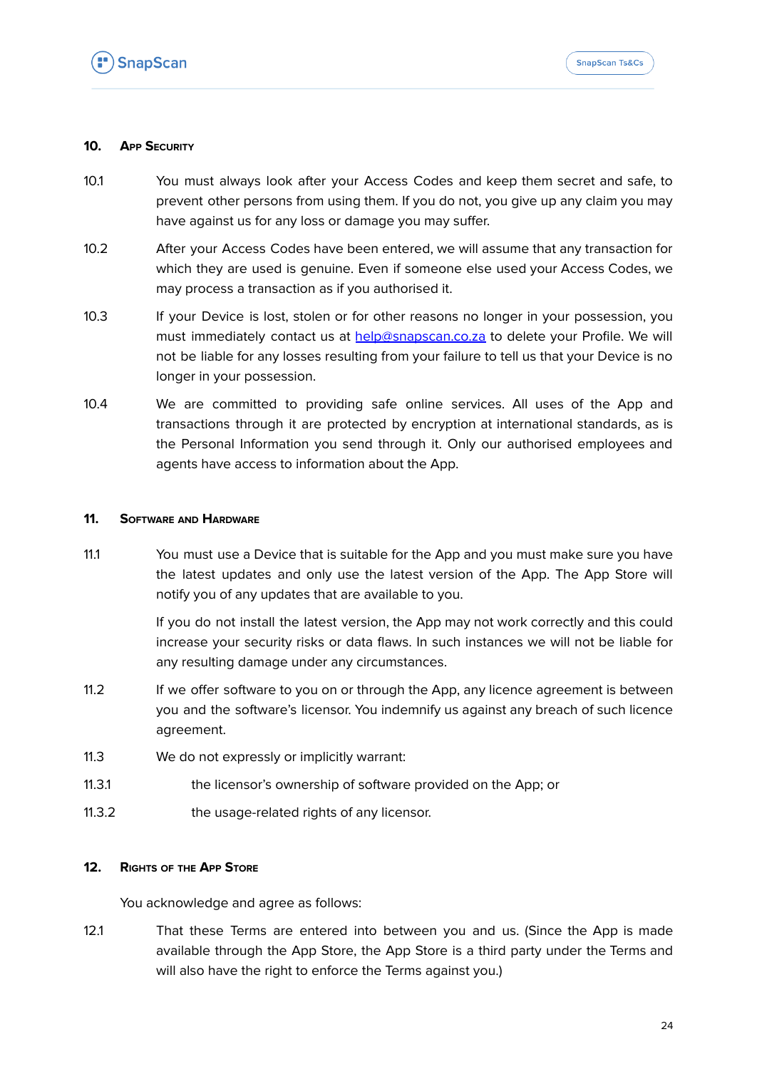## 10. App Security

10.1 You must always look after your Access Codes and keep them secret and safe, to prevent other persons from using them. If you do not, you give up any claim you may have against us for any loss or damage you may suffer.

10.2 After your Access Codes have been entered, we will assume that any transaction for which they are used is genuine. Even if someone else used your Access Codes, we may process a transaction as if you authorised it.

10.3 If your Device is lost, stolen or for other reasons no longer in your possession, you must immediately contact us at help@snapscan.co.za to delete your Profile. We will not be liable for any losses resulting from your failure to tell us that your Device is no longer in your possession.

10.4 We are committed to providing safe online services. All uses of the App and transactions through it are protected by encryption at international standards, as is the Personal Information you send through it. Only our authorised employees and agents have access to information about the App.

## 11. Software and Hardware

11.1 You must use a Device that is suitable for the App and you must make sure you have the latest updates and only use the latest version of the App. The App Store will notify you of any updates that are available to you.

If you do not install the latest version, the App may not work correctly and this could increase your security risks or data flaws. In such instances we will not be liable for any resulting damage under any circumstances.

11.2 If we offer software to you on or through the App, any licence agreement is between you and the software's licensor. You indemnify us against any breach of such licence agreement.

11.3 We do not expressly or implicitly warrant:

11.3.1 the licensor's ownership of software provided on the App; or

11.3.2 the usage-related rights of any licensor.

## 12. Rights of the App Store

You acknowledge and agree as follows:

12.1 That these Terms are entered into between you and us. (Since the App is made available through the App Store, the App Store is a third party under the Terms and will also have the right to enforce the Terms against you.)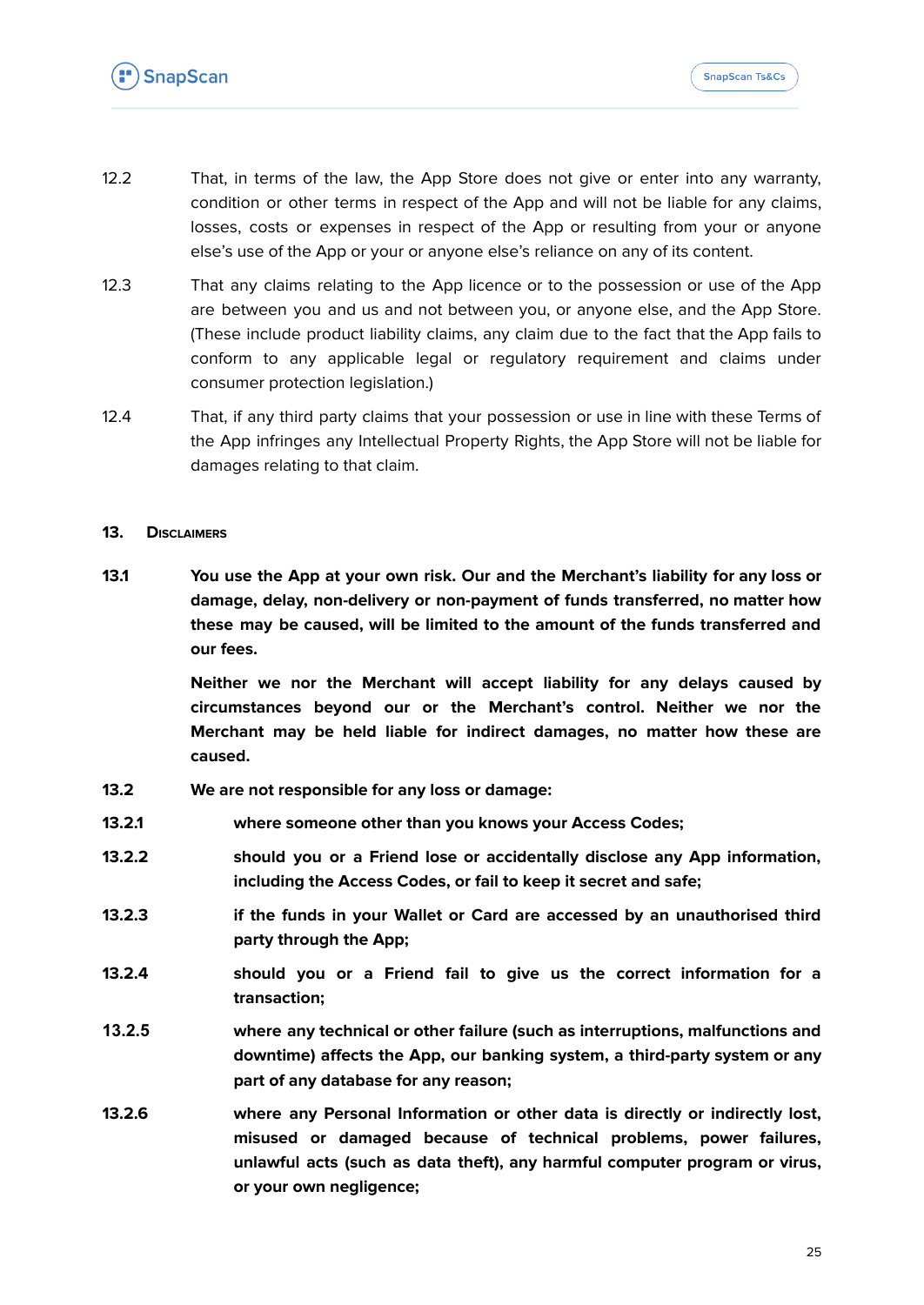12.2 That, in terms of the law, the App Store does not give or enter into any warranty, condition or other terms in respect of the App and will not be liable for any claims, losses, costs or expenses in respect of the App or resulting from your or anyone else's use of the App or your or anyone else's reliance on any of its content.

12.3 That any claims relating to the App licence or to the possession or use of the App are between you and us and not between you, or anyone else, and the App Store. (These include product liability claims, any claim due to the fact that the App fails to conform to any applicable legal or regulatory requirement and claims under consumer protection legislation.)

12.4 That, if any third party claims that your possession or use in line with these Terms of the App infringes any Intellectual Property Rights, the App Store will not be liable for damages relating to that claim.

## 13. Disclaimers

**13.1 You use the App at your own risk. Our and the Merchant's liability for any loss or damage, delay, non-delivery or non-payment of funds transferred, no matter how these may be caused, will be limited to the amount of the funds transferred and our fees.**

**Neither we nor the Merchant will accept liability for any delays caused by circumstances beyond our or the Merchant's control. Neither we nor the Merchant may be held liable for indirect damages, no matter how these are caused.**

**13.2 We are not responsible for any loss or damage:**

**13.2.1 where someone other than you knows your Access Codes;**

**13.2.2 should you or a Friend lose or accidentally disclose any App information, including the Access Codes, or fail to keep it secret and safe;**

**13.2.3 if the funds in your Wallet or Card are accessed by an unauthorised third party through the App;**

**13.2.4 should you or a Friend fail to give us the correct information for a transaction;**

**13.2.5 where any technical or other failure (such as interruptions, malfunctions and downtime) affects the App, our banking system, a third-party system or any part of any database for any reason;**

**13.2.6 where any Personal Information or other data is directly or indirectly lost, misused or damaged because of technical problems, power failures, unlawful acts (such as data theft), any harmful computer program or virus, or your own negligence;**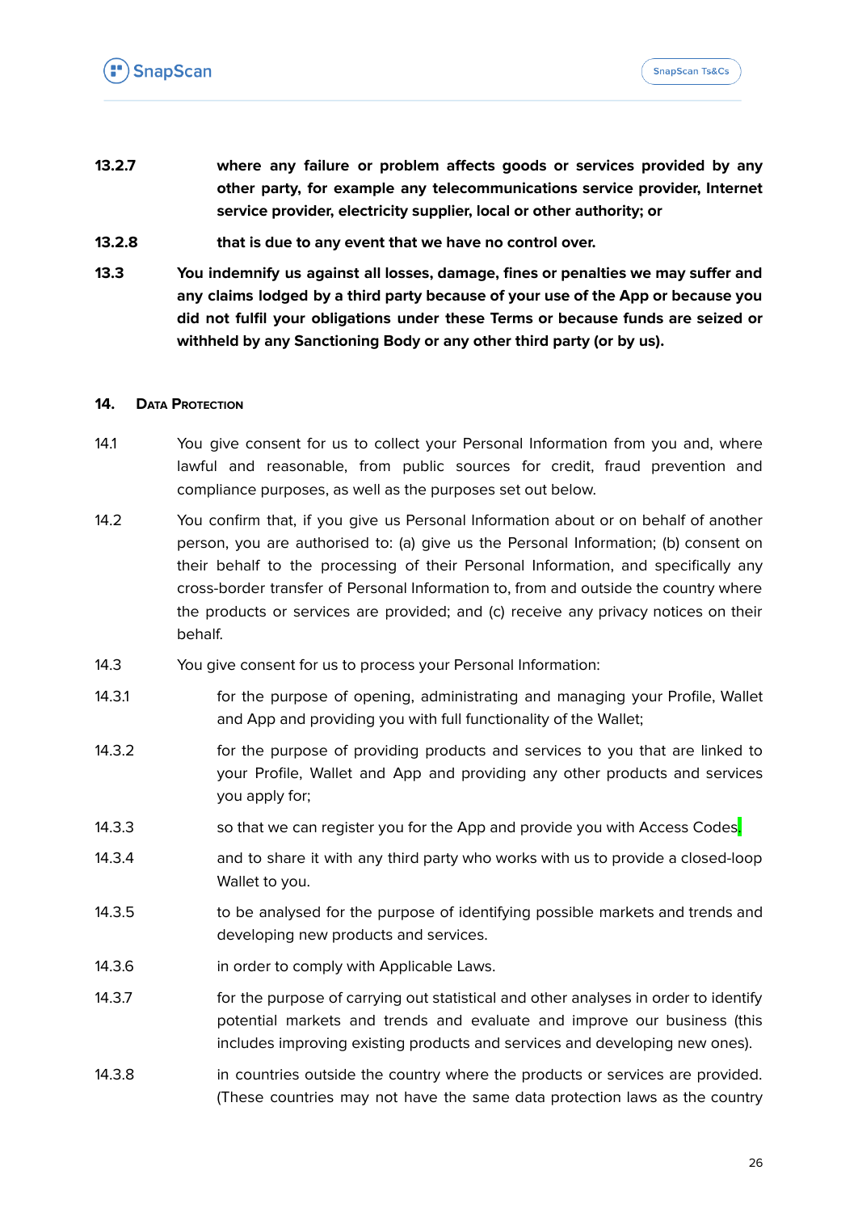**13.2.7** **where any failure or problem affects goods or services provided by any other party, for example any telecommunications service provider, Internet service provider, electricity supplier, local or other authority; or**

**13.2.8** **that is due to any event that we have no control over.**

**13.3** **You indemnify us against all losses, damage, fines or penalties we may suffer and any claims lodged by a third party because of your use of the App or because you did not fulfil your obligations under these Terms or because funds are seized or withheld by any Sanctioning Body or any other third party (or by us).**

## 14. DATA PROTECTION

14.1 You give consent for us to collect your Personal Information from you and, where lawful and reasonable, from public sources for credit, fraud prevention and compliance purposes, as well as the purposes set out below.

14.2 You confirm that, if you give us Personal Information about or on behalf of another person, you are authorised to: (a) give us the Personal Information; (b) consent on their behalf to the processing of their Personal Information, and specifically any cross-border transfer of Personal Information to, from and outside the country where the products or services are provided; and (c) receive any privacy notices on their behalf.

14.3 You give consent for us to process your Personal Information:

14.3.1 for the purpose of opening, administrating and managing your Profile, Wallet and App and providing you with full functionality of the Wallet;

14.3.2 for the purpose of providing products and services to you that are linked to your Profile, Wallet and App and providing any other products and services you apply for;

14.3.3 so that we can register you for the App and provide you with Access Codes.

14.3.4 and to share it with any third party who works with us to provide a closed-loop Wallet to you.

14.3.5 to be analysed for the purpose of identifying possible markets and trends and developing new products and services.

14.3.6 in order to comply with Applicable Laws.

14.3.7 for the purpose of carrying out statistical and other analyses in order to identify potential markets and trends and evaluate and improve our business (this includes improving existing products and services and developing new ones).

14.3.8 in countries outside the country where the products or services are provided. (These countries may not have the same data protection laws as the country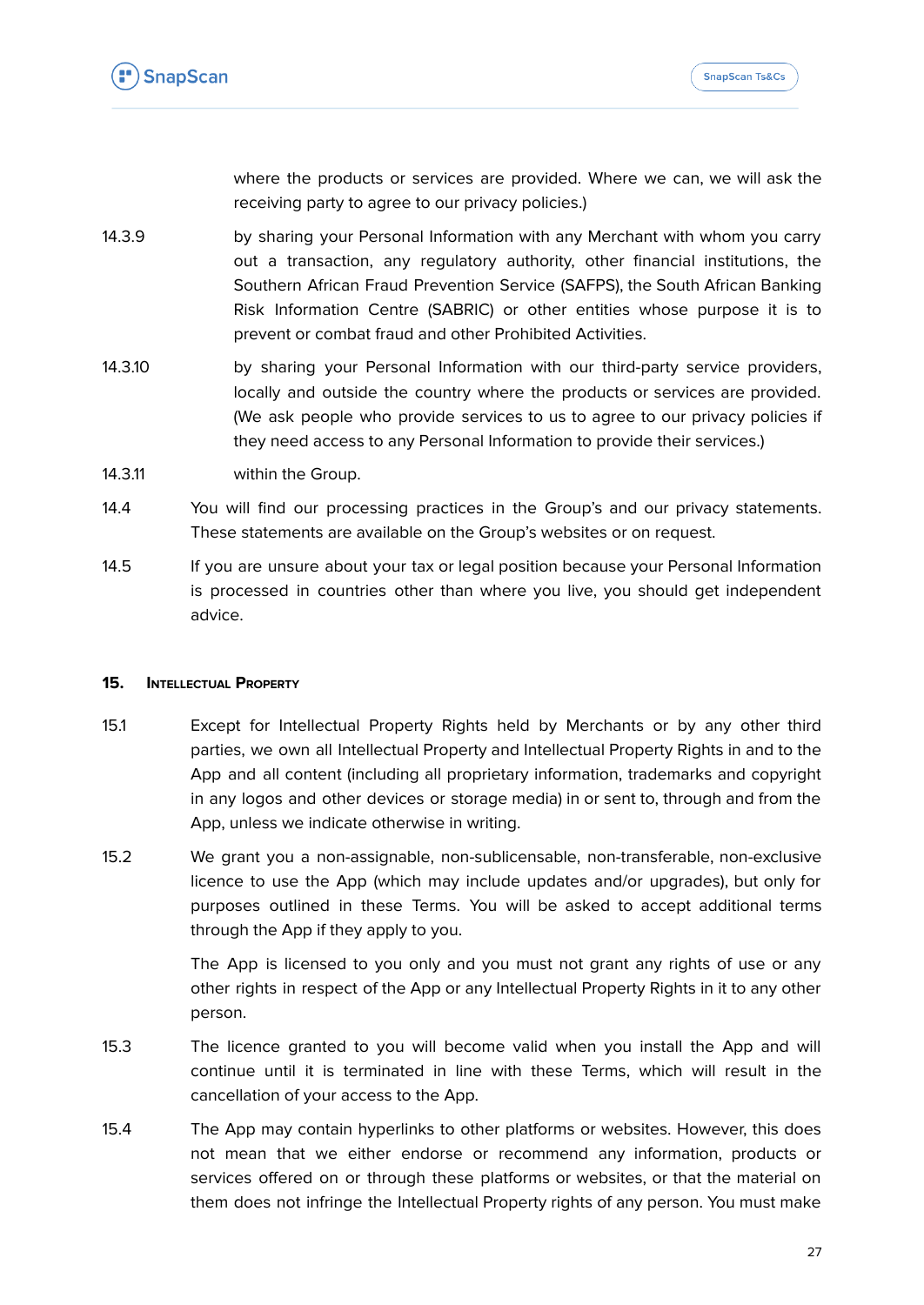where the products or services are provided. Where we can, we will ask the receiving party to agree to our privacy policies.)

14.3.9 by sharing your Personal Information with any Merchant with whom you carry out a transaction, any regulatory authority, other financial institutions, the Southern African Fraud Prevention Service (SAFPS), the South African Banking Risk Information Centre (SABRIC) or other entities whose purpose it is to prevent or combat fraud and other Prohibited Activities.

14.3.10 by sharing your Personal Information with our third-party service providers, locally and outside the country where the products or services are provided. (We ask people who provide services to us to agree to our privacy policies if they need access to any Personal Information to provide their services.)

14.3.11 within the Group.

14.4 You will find our processing practices in the Group's and our privacy statements. These statements are available on the Group's websites or on request.

14.5 If you are unsure about your tax or legal position because your Personal Information is processed in countries other than where you live, you should get independent advice.

## 15. Intellectual Property

15.1 Except for Intellectual Property Rights held by Merchants or by any other third parties, we own all Intellectual Property and Intellectual Property Rights in and to the App and all content (including all proprietary information, trademarks and copyright in any logos and other devices or storage media) in or sent to, through and from the App, unless we indicate otherwise in writing.

15.2 We grant you a non-assignable, non-sublicensable, non-transferable, non-exclusive licence to use the App (which may include updates and/or upgrades), but only for purposes outlined in these Terms. You will be asked to accept additional terms through the App if they apply to you.

The App is licensed to you only and you must not grant any rights of use or any other rights in respect of the App or any Intellectual Property Rights in it to any other person.

15.3 The licence granted to you will become valid when you install the App and will continue until it is terminated in line with these Terms, which will result in the cancellation of your access to the App.

15.4 The App may contain hyperlinks to other platforms or websites. However, this does not mean that we either endorse or recommend any information, products or services offered on or through these platforms or websites, or that the material on them does not infringe the Intellectual Property rights of any person. You must make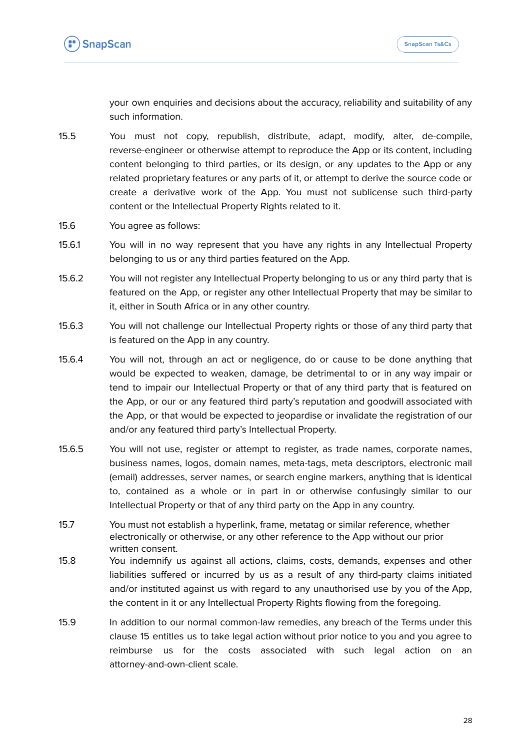your own enquiries and decisions about the accuracy, reliability and suitability of any such information.

15.5 You must not copy, republish, distribute, adapt, modify, alter, de-compile, reverse-engineer or otherwise attempt to reproduce the App or its content, including content belonging to third parties, or its design, or any updates to the App or any related proprietary features or any parts of it, or attempt to derive the source code or create a derivative work of the App. You must not sublicense such third-party content or the Intellectual Property Rights related to it.

15.6 You agree as follows:

15.6.1 You will in no way represent that you have any rights in any Intellectual Property belonging to us or any third parties featured on the App.

15.6.2 You will not register any Intellectual Property belonging to us or any third party that is featured on the App, or register any other Intellectual Property that may be similar to it, either in South Africa or in any other country.

15.6.3 You will not challenge our Intellectual Property rights or those of any third party that is featured on the App in any country.

15.6.4 You will not, through an act or negligence, do or cause to be done anything that would be expected to weaken, damage, be detrimental to or in any way impair or tend to impair our Intellectual Property or that of any third party that is featured on the App, or our or any featured third party's reputation and goodwill associated with the App, or that would be expected to jeopardise or invalidate the registration of our and/or any featured third party's Intellectual Property.

15.6.5 You will not use, register or attempt to register, as trade names, corporate names, business names, logos, domain names, meta-tags, meta descriptors, electronic mail (email) addresses, server names, or search engine markers, anything that is identical to, contained as a whole or in part in or otherwise confusingly similar to our Intellectual Property or that of any third party on the App in any country.

15.7 You must not establish a hyperlink, frame, metatag or similar reference, whether electronically or otherwise, or any other reference to the App without our prior written consent.

15.8 You indemnify us against all actions, claims, costs, demands, expenses and other liabilities suffered or incurred by us as a result of any third-party claims initiated and/or instituted against us with regard to any unauthorised use by you of the App, the content in it or any Intellectual Property Rights flowing from the foregoing.

15.9 In addition to our normal common-law remedies, any breach of the Terms under this clause 15 entitles us to take legal action without prior notice to you and you agree to reimburse us for the costs associated with such legal action on an attorney-and-own-client scale.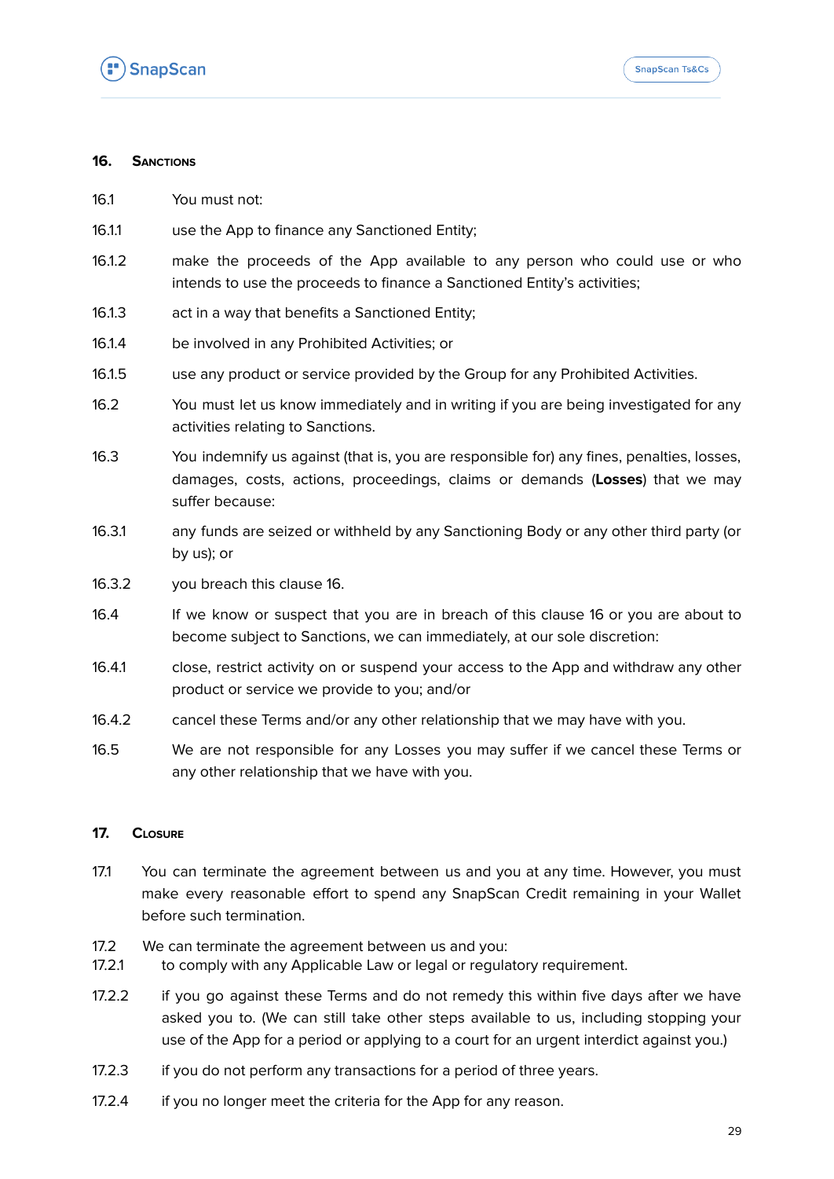## 16. Sanctions

16.1 You must not:

16.1.1 use the App to finance any Sanctioned Entity;

16.1.2 make the proceeds of the App available to any person who could use or who intends to use the proceeds to finance a Sanctioned Entity's activities;

16.1.3 act in a way that benefits a Sanctioned Entity;

16.1.4 be involved in any Prohibited Activities; or

16.1.5 use any product or service provided by the Group for any Prohibited Activities.

16.2 You must let us know immediately and in writing if you are being investigated for any activities relating to Sanctions.

16.3 You indemnify us against (that is, you are responsible for) any fines, penalties, losses, damages, costs, actions, proceedings, claims or demands (**Losses**) that we may suffer because:

16.3.1 any funds are seized or withheld by any Sanctioning Body or any other third party (or by us); or

16.3.2 you breach this clause 16.

16.4 If we know or suspect that you are in breach of this clause 16 or you are about to become subject to Sanctions, we can immediately, at our sole discretion:

16.4.1 close, restrict activity on or suspend your access to the App and withdraw any other product or service we provide to you; and/or

16.4.2 cancel these Terms and/or any other relationship that we may have with you.

16.5 We are not responsible for any Losses you may suffer if we cancel these Terms or any other relationship that we have with you.

## 17. Closure

17.1 You can terminate the agreement between us and you at any time. However, you must make every reasonable effort to spend any SnapScan Credit remaining in your Wallet before such termination.

17.2 We can terminate the agreement between us and you:

17.2.1 to comply with any Applicable Law or legal or regulatory requirement.

17.2.2 if you go against these Terms and do not remedy this within five days after we have asked you to. (We can still take other steps available to us, including stopping your use of the App for a period or applying to a court for an urgent interdict against you.)

17.2.3 if you do not perform any transactions for a period of three years.

17.2.4 if you no longer meet the criteria for the App for any reason.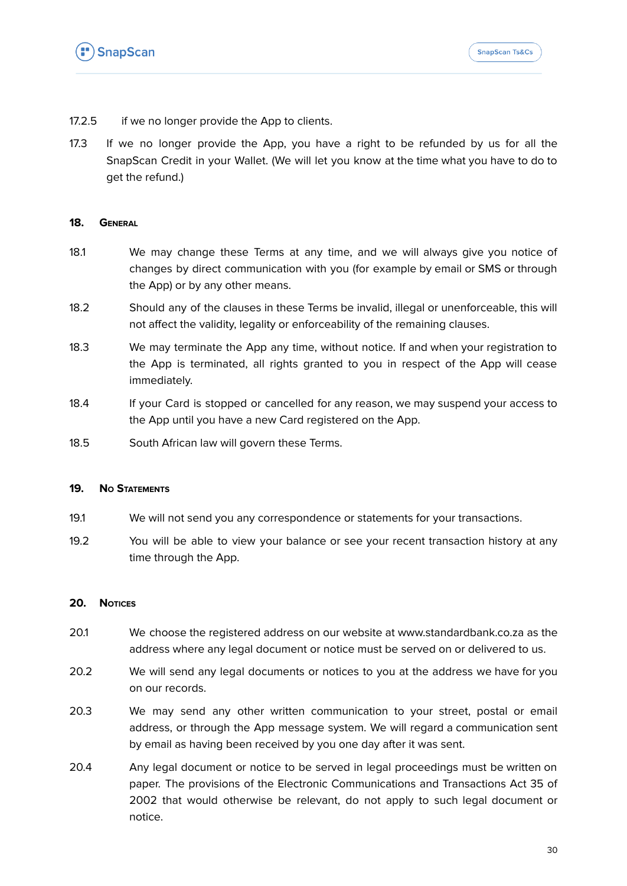17.2.5 if we no longer provide the App to clients.

17.3 If we no longer provide the App, you have a right to be refunded by us for all the SnapScan Credit in your Wallet. (We will let you know at the time what you have to do to get the refund.)

## 18. General

18.1 We may change these Terms at any time, and we will always give you notice of changes by direct communication with you (for example by email or SMS or through the App) or by any other means.

18.2 Should any of the clauses in these Terms be invalid, illegal or unenforceable, this will not affect the validity, legality or enforceability of the remaining clauses.

18.3 We may terminate the App any time, without notice. If and when your registration to the App is terminated, all rights granted to you in respect of the App will cease immediately.

18.4 If your Card is stopped or cancelled for any reason, we may suspend your access to the App until you have a new Card registered on the App.

18.5 South African law will govern these Terms.

## 19. No Statements

19.1 We will not send you any correspondence or statements for your transactions.

19.2 You will be able to view your balance or see your recent transaction history at any time through the App.

## 20. Notices

20.1 We choose the registered address on our website at www.standardbank.co.za as the address where any legal document or notice must be served on or delivered to us.

20.2 We will send any legal documents or notices to you at the address we have for you on our records.

20.3 We may send any other written communication to your street, postal or email address, or through the App message system. We will regard a communication sent by email as having been received by you one day after it was sent.

20.4 Any legal document or notice to be served in legal proceedings must be written on paper. The provisions of the Electronic Communications and Transactions Act 35 of 2002 that would otherwise be relevant, do not apply to such legal document or notice.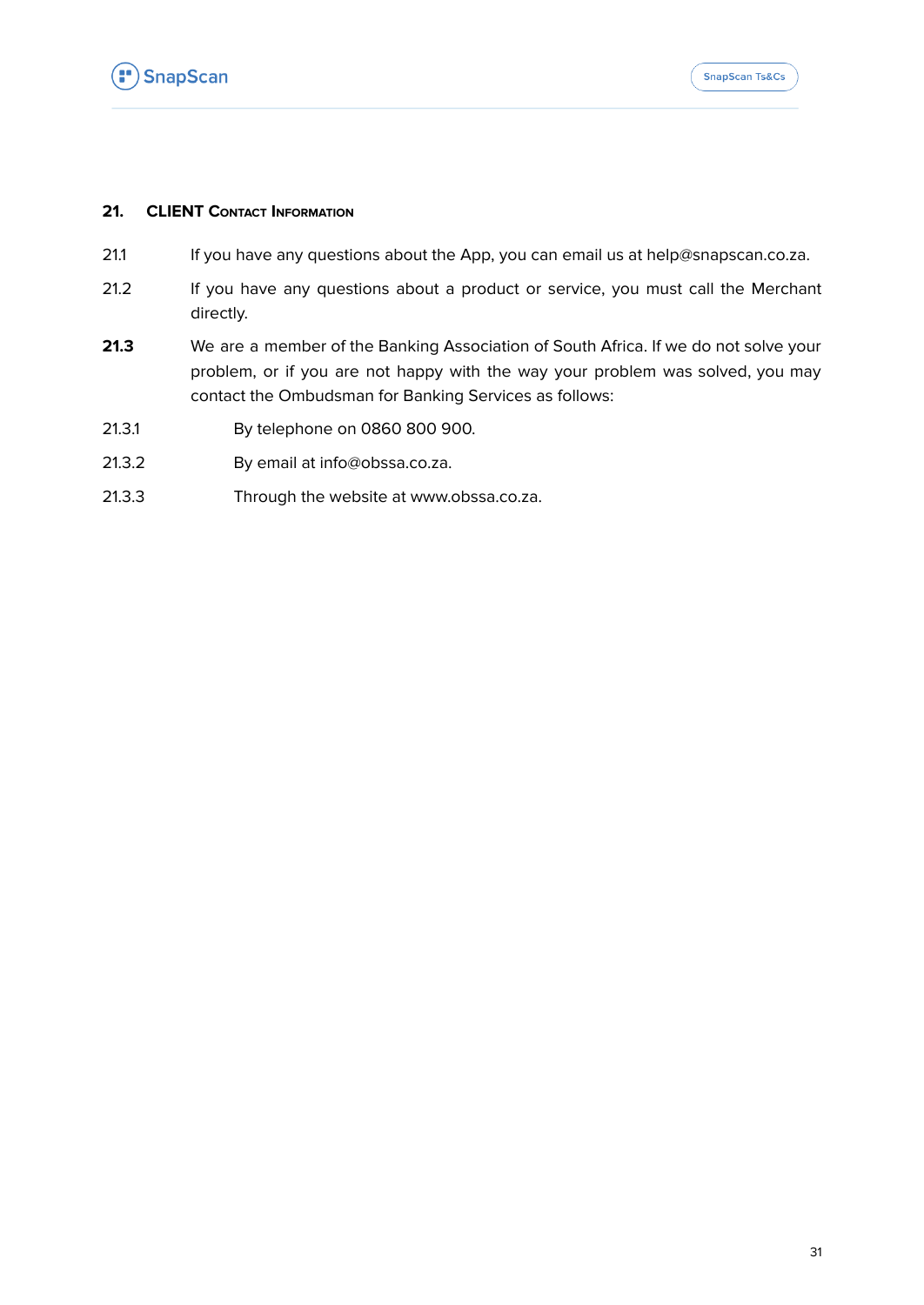## 21. CLIENT CONTACT INFORMATION

21.1 If you have any questions about the App, you can email us at help@snapscan.co.za.

21.2 If you have any questions about a product or service, you must call the Merchant directly.

**21.3** We are a member of the Banking Association of South Africa. If we do not solve your problem, or if you are not happy with the way your problem was solved, you may contact the Ombudsman for Banking Services as follows:

21.3.1 By telephone on 0860 800 900.

21.3.2 By email at info@obssa.co.za.

21.3.3 Through the website at www.obssa.co.za.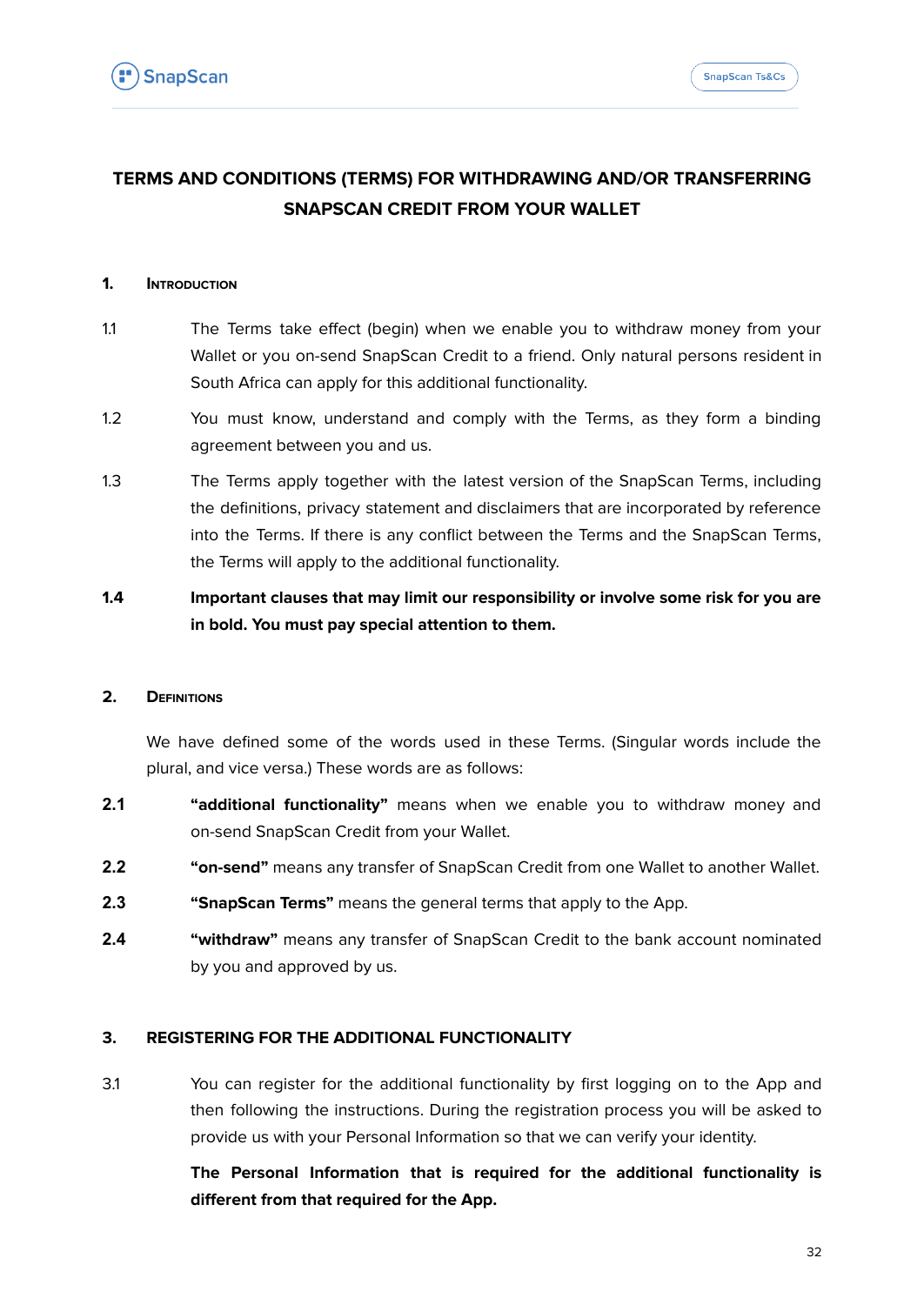# TERMS AND CONDITIONS (TERMS) FOR WITHDRAWING AND/OR TRANSFERRING SNAPSCAN CREDIT FROM YOUR WALLET

## 1. Introduction

1.1 The Terms take effect (begin) when we enable you to withdraw money from your Wallet or you on-send SnapScan Credit to a friend. Only natural persons resident in South Africa can apply for this additional functionality.

1.2 You must know, understand and comply with the Terms, as they form a binding agreement between you and us.

1.3 The Terms apply together with the latest version of the SnapScan Terms, including the definitions, privacy statement and disclaimers that are incorporated by reference into the Terms. If there is any conflict between the Terms and the SnapScan Terms, the Terms will apply to the additional functionality.

**1.4 Important clauses that may limit our responsibility or involve some risk for you are in bold. You must pay special attention to them.**

## 2. Definitions

We have defined some of the words used in these Terms. (Singular words include the plural, and vice versa.) These words are as follows:

**2.1** **"additional functionality"** means when we enable you to withdraw money and on-send SnapScan Credit from your Wallet.

**2.2** **"on-send"** means any transfer of SnapScan Credit from one Wallet to another Wallet.

**2.3** **"SnapScan Terms"** means the general terms that apply to the App.

**2.4** **"withdraw"** means any transfer of SnapScan Credit to the bank account nominated by you and approved by us.

## 3. REGISTERING FOR THE ADDITIONAL FUNCTIONALITY

3.1 You can register for the additional functionality by first logging on to the App and then following the instructions. During the registration process you will be asked to provide us with your Personal Information so that we can verify your identity.

**The Personal Information that is required for the additional functionality is different from that required for the App.**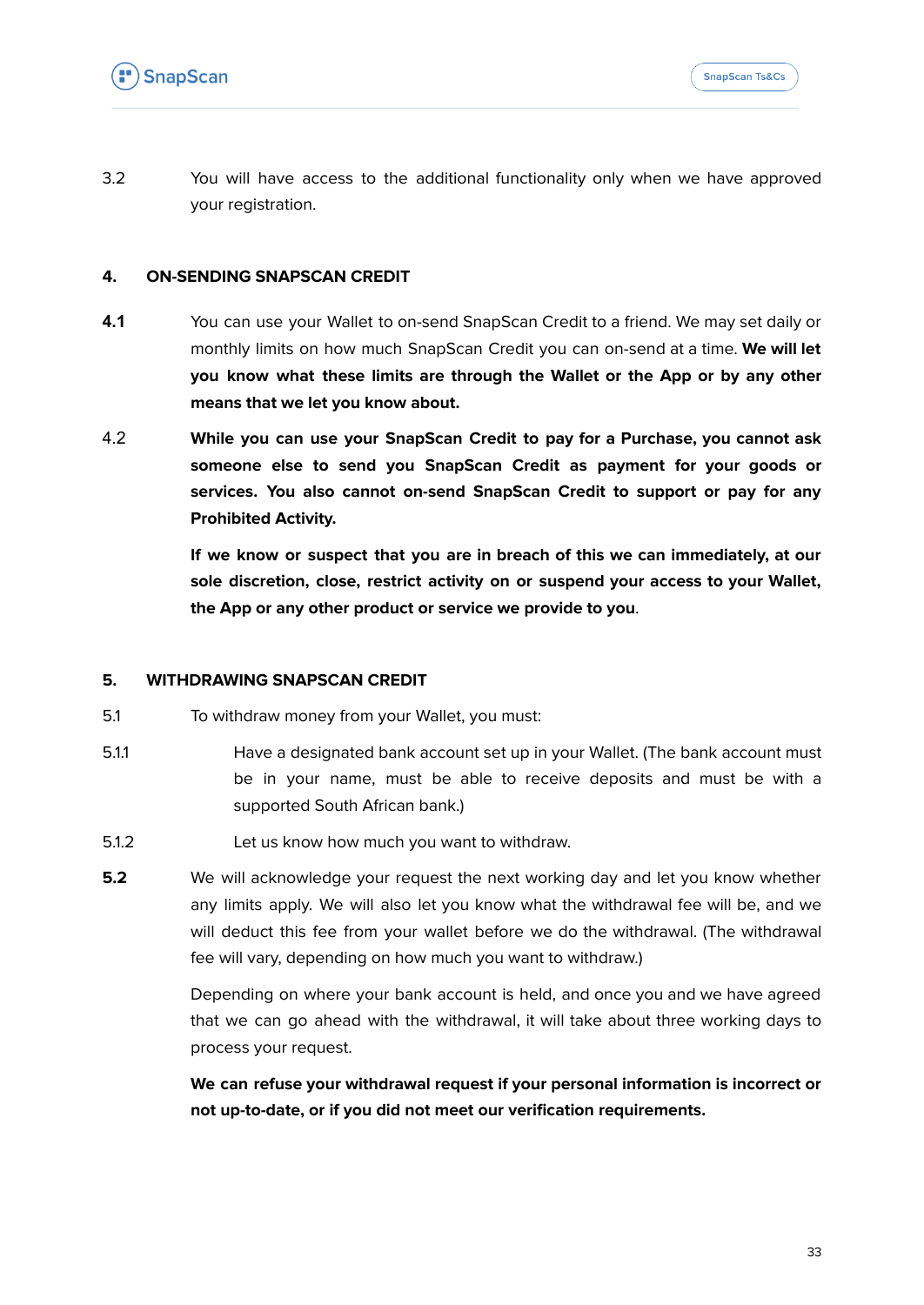3.2 You will have access to the additional functionality only when we have approved your registration.

## 4. ON-SENDING SNAPSCAN CREDIT

**4.1** You can use your Wallet to on-send SnapScan Credit to a friend. We may set daily or monthly limits on how much SnapScan Credit you can on-send at a time. **We will let you know what these limits are through the Wallet or the App or by any other means that we let you know about.**

4.2 **While you can use your SnapScan Credit to pay for a Purchase, you cannot ask someone else to send you SnapScan Credit as payment for your goods or services. You also cannot on-send SnapScan Credit to support or pay for any Prohibited Activity.**

**If we know or suspect that you are in breach of this we can immediately, at our sole discretion, close, restrict activity on or suspend your access to your Wallet, the App or any other product or service we provide to you**.

## 5. WITHDRAWING SNAPSCAN CREDIT

5.1 To withdraw money from your Wallet, you must:

5.1.1 Have a designated bank account set up in your Wallet. (The bank account must be in your name, must be able to receive deposits and must be with a supported South African bank.)

5.1.2 Let us know how much you want to withdraw.

**5.2** We will acknowledge your request the next working day and let you know whether any limits apply. We will also let you know what the withdrawal fee will be, and we will deduct this fee from your wallet before we do the withdrawal. (The withdrawal fee will vary, depending on how much you want to withdraw.)

Depending on where your bank account is held, and once you and we have agreed that we can go ahead with the withdrawal, it will take about three working days to process your request.

**We can refuse your withdrawal request if your personal information is incorrect or not up-to-date, or if you did not meet our verification requirements.**